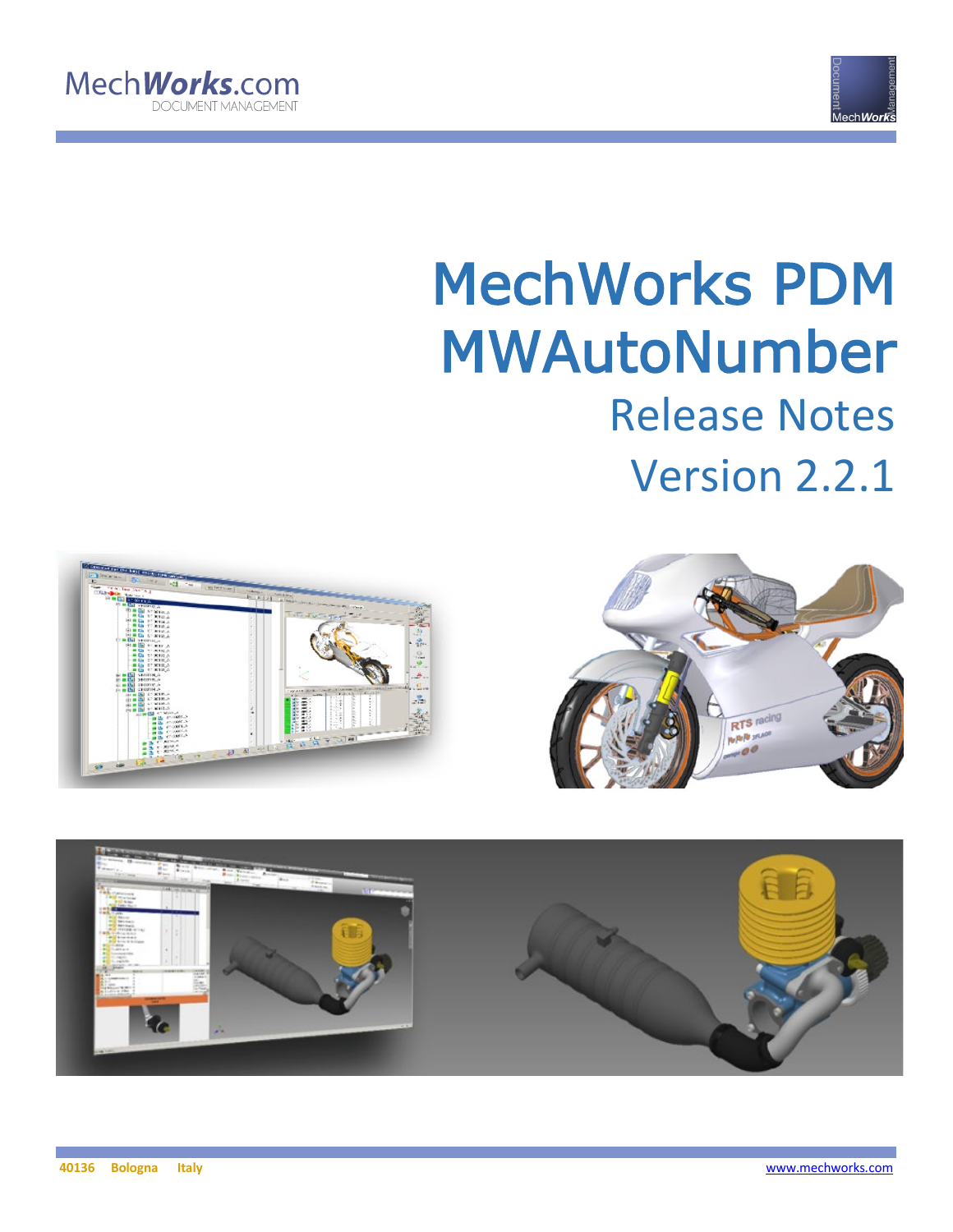MechWorks.com
DOCUMENT MANAGEMENT

# MechWorks PDM
# MWAutoNumber
## Release Notes
## Version 2.2.1

40136 Bologna Italy

www.mechworks.com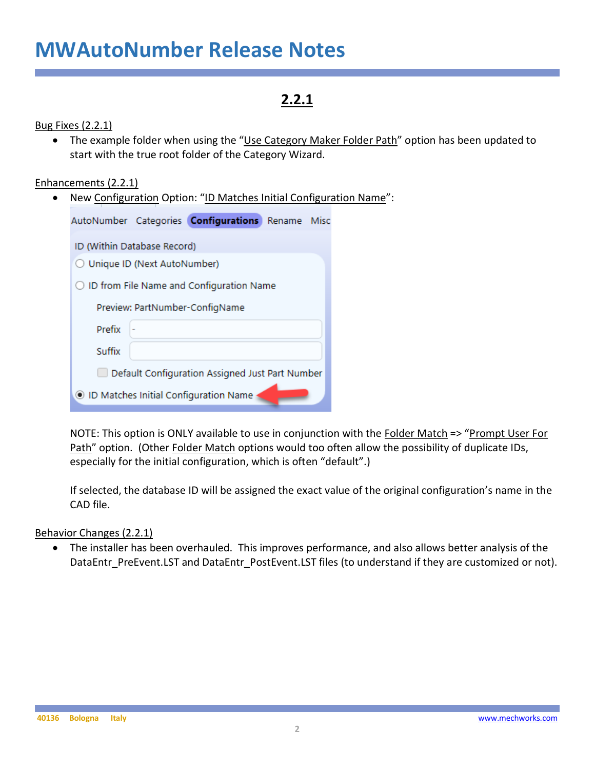# MWAutoNumber Release Notes

## 2.2.1

Bug Fixes (2.2.1)

- The example folder when using the "Use Category Maker Folder Path" option has been updated to start with the true root folder of the Category Wizard.

Enhancements (2.2.1)

- New Configuration Option: "ID Matches Initial Configuration Name":

  NOTE: This option is ONLY available to use in conjunction with the Folder Match => "Prompt User For Path" option. (Other Folder Match options would too often allow the possibility of duplicate IDs, especially for the initial configuration, which is often "default".)

  If selected, the database ID will be assigned the exact value of the original configuration's name in the CAD file.

Behavior Changes (2.2.1)

- The installer has been overhauled. This improves performance, and also allows better analysis of the DataEntr_PreEvent.LST and DataEntr_PostEvent.LST files (to understand if they are customized or not).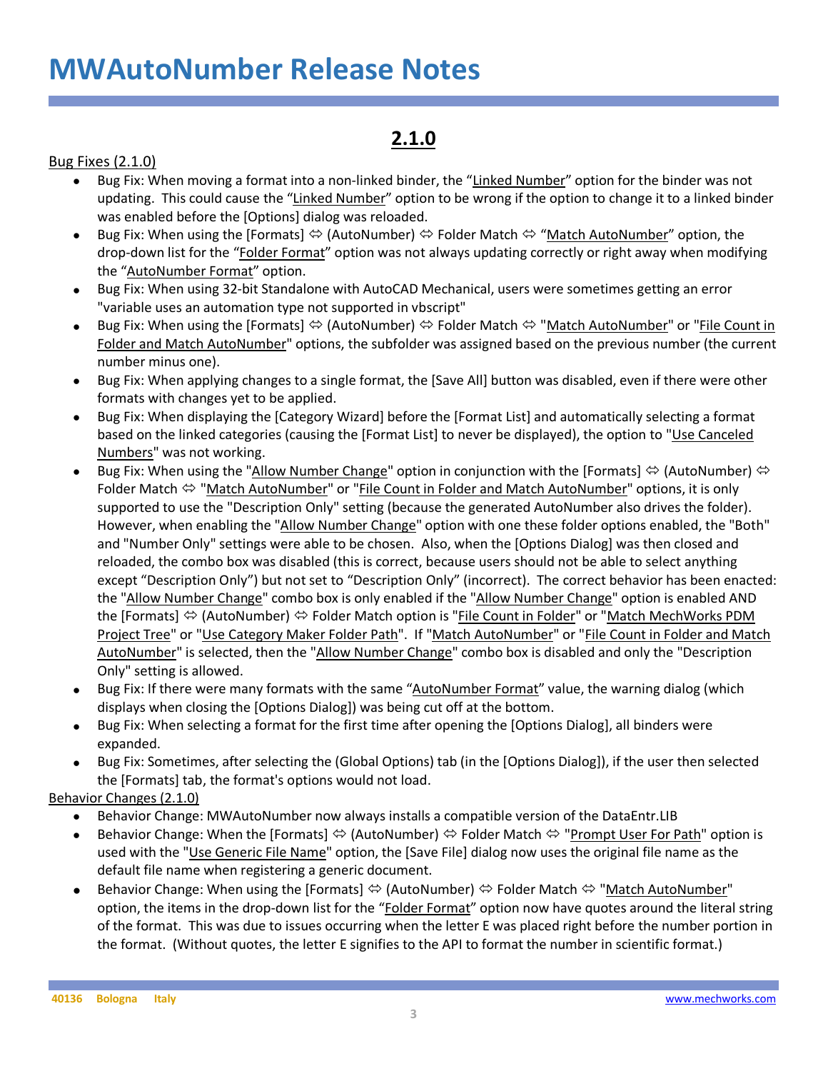# MWAutoNumber Release Notes

## 2.1.0

Bug Fixes (2.1.0)

- Bug Fix: When moving a format into a non-linked binder, the "Linked Number" option for the binder was not updating. This could cause the "Linked Number" option to be wrong if the option to change it to a linked binder was enabled before the [Options] dialog was reloaded.
- Bug Fix: When using the [Formats] ⇔ (AutoNumber) ⇔ Folder Match ⇔ "Match AutoNumber" option, the drop-down list for the "Folder Format" option was not always updating correctly or right away when modifying the "AutoNumber Format" option.
- Bug Fix: When using 32-bit Standalone with AutoCAD Mechanical, users were sometimes getting an error "variable uses an automation type not supported in vbscript"
- Bug Fix: When using the [Formats] ⇔ (AutoNumber) ⇔ Folder Match ⇔ "Match AutoNumber" or "File Count in Folder and Match AutoNumber" options, the subfolder was assigned based on the previous number (the current number minus one).
- Bug Fix: When applying changes to a single format, the [Save All] button was disabled, even if there were other formats with changes yet to be applied.
- Bug Fix: When displaying the [Category Wizard] before the [Format List] and automatically selecting a format based on the linked categories (causing the [Format List] to never be displayed), the option to "Use Canceled Numbers" was not working.
- Bug Fix: When using the "Allow Number Change" option in conjunction with the [Formats] ⇔ (AutoNumber) ⇔ Folder Match ⇔ "Match AutoNumber" or "File Count in Folder and Match AutoNumber" options, it is only supported to use the "Description Only" setting (because the generated AutoNumber also drives the folder). However, when enabling the "Allow Number Change" option with one these folder options enabled, the "Both" and "Number Only" settings were able to be chosen. Also, when the [Options Dialog] was then closed and reloaded, the combo box was disabled (this is correct, because users should not be able to select anything except "Description Only") but not set to "Description Only" (incorrect). The correct behavior has been enacted: the "Allow Number Change" combo box is only enabled if the "Allow Number Change" option is enabled AND the [Formats] ⇔ (AutoNumber) ⇔ Folder Match option is "File Count in Folder" or "Match MechWorks PDM Project Tree" or "Use Category Maker Folder Path". If "Match AutoNumber" or "File Count in Folder and Match AutoNumber" is selected, then the "Allow Number Change" combo box is disabled and only the "Description Only" setting is allowed.
- Bug Fix: If there were many formats with the same "AutoNumber Format" value, the warning dialog (which displays when closing the [Options Dialog]) was being cut off at the bottom.
- Bug Fix: When selecting a format for the first time after opening the [Options Dialog], all binders were expanded.
- Bug Fix: Sometimes, after selecting the (Global Options) tab (in the [Options Dialog]), if the user then selected the [Formats] tab, the format's options would not load.

Behavior Changes (2.1.0)

- Behavior Change: MWAutoNumber now always installs a compatible version of the DataEntr.LIB
- Behavior Change: When the [Formats] ⇔ (AutoNumber) ⇔ Folder Match ⇔ "Prompt User For Path" option is used with the "Use Generic File Name" option, the [Save File] dialog now uses the original file name as the default file name when registering a generic document.
- Behavior Change: When using the [Formats] ⇔ (AutoNumber) ⇔ Folder Match ⇔ "Match AutoNumber" option, the items in the drop-down list for the "Folder Format" option now have quotes around the literal string of the format. This was due to issues occurring when the letter E was placed right before the number portion in the format. (Without quotes, the letter E signifies to the API to format the number in scientific format.)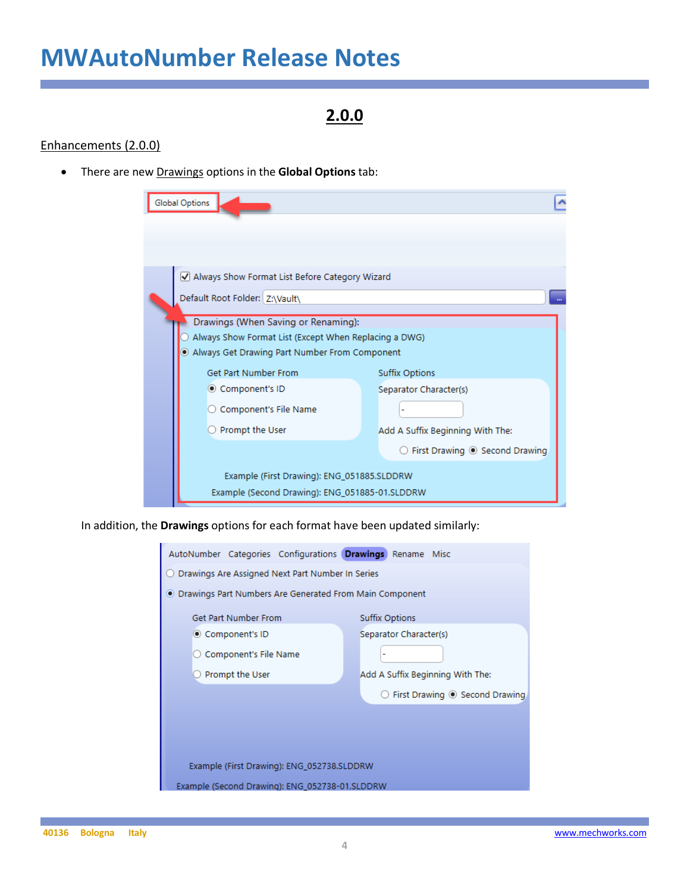# MWAutoNumber Release Notes

## 2.0.0

Enhancements (2.0.0)

- There are new Drawings options in the **Global Options** tab:

In addition, the **Drawings** options for each format have been updated similarly: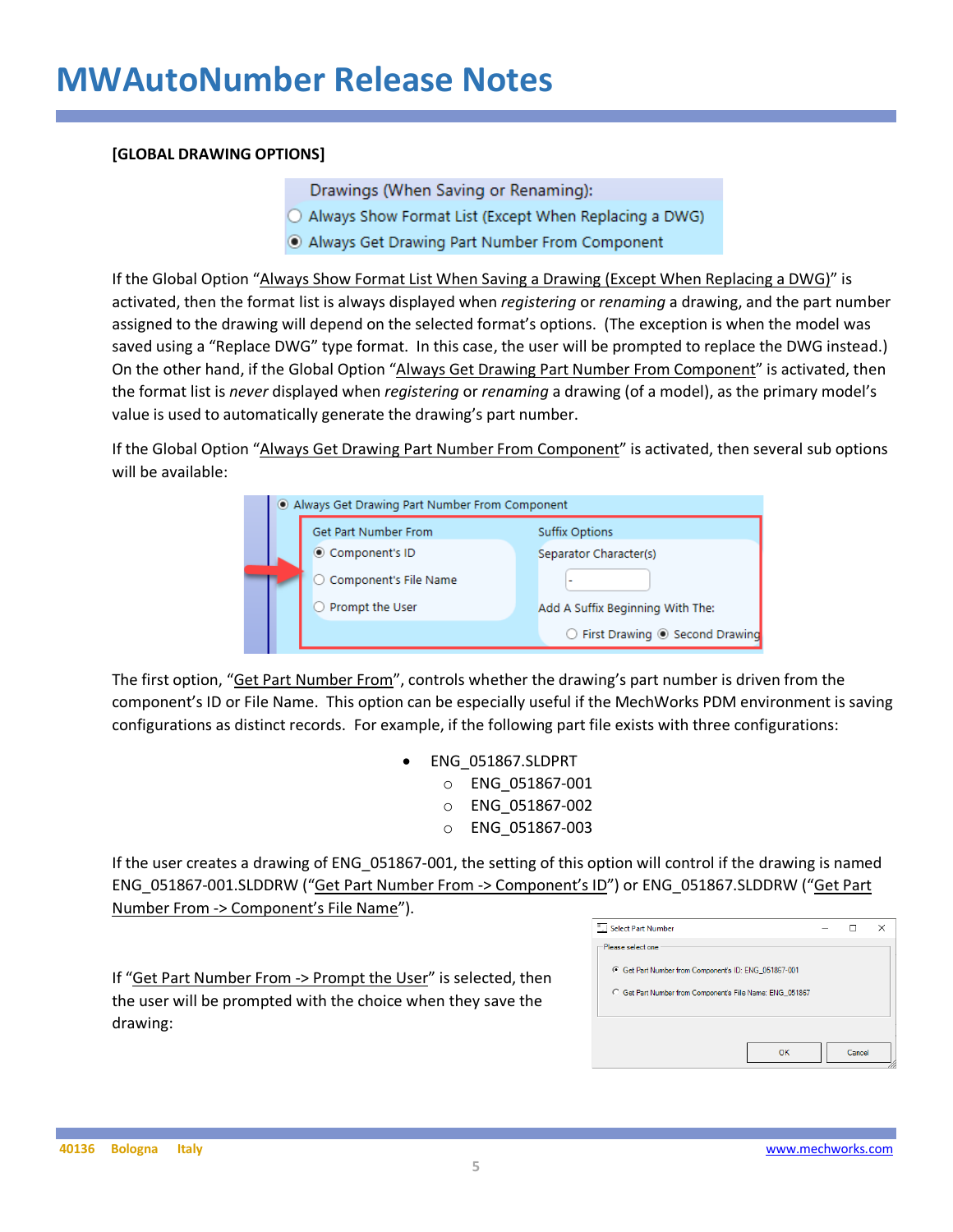# MWAutoNumber Release Notes

**[GLOBAL DRAWING OPTIONS]**

If the Global Option "Always Show Format List When Saving a Drawing (Except When Replacing a DWG)" is activated, then the format list is always displayed when *registering* or *renaming* a drawing, and the part number assigned to the drawing will depend on the selected format's options. (The exception is when the model was saved using a "Replace DWG" type format. In this case, the user will be prompted to replace the DWG instead.) On the other hand, if the Global Option "Always Get Drawing Part Number From Component" is activated, then the format list is *never* displayed when *registering* or *renaming* a drawing (of a model), as the primary model's value is used to automatically generate the drawing's part number.

If the Global Option "Always Get Drawing Part Number From Component" is activated, then several sub options will be available:

The first option, "Get Part Number From", controls whether the drawing's part number is driven from the component's ID or File Name. This option can be especially useful if the MechWorks PDM environment is saving configurations as distinct records. For example, if the following part file exists with three configurations:

- ENG_051867.SLDPRT
  - ENG_051867-001
  - ENG_051867-002
  - ENG_051867-003

If the user creates a drawing of ENG_051867-001, the setting of this option will control if the drawing is named ENG_051867-001.SLDDRW ("Get Part Number From -> Component's ID") or ENG_051867.SLDDRW ("Get Part Number From -> Component's File Name").

If "Get Part Number From -> Prompt the User" is selected, then the user will be prompted with the choice when they save the drawing: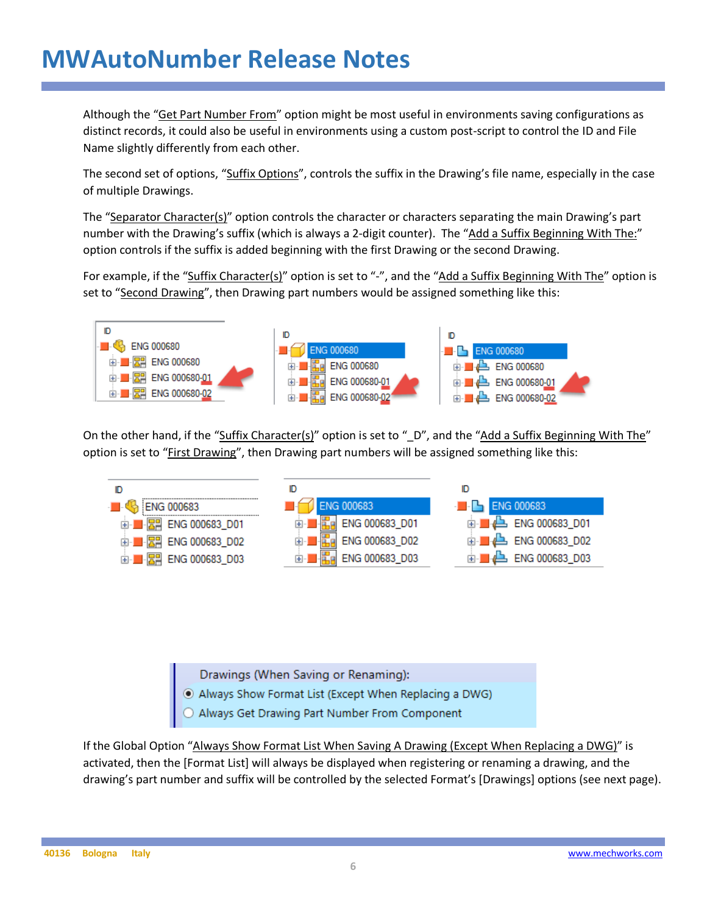# MWAutoNumber Release Notes

Although the "Get Part Number From" option might be most useful in environments saving configurations as distinct records, it could also be useful in environments using a custom post-script to control the ID and File Name slightly differently from each other.

The second set of options, "Suffix Options", controls the suffix in the Drawing's file name, especially in the case of multiple Drawings.

The "Separator Character(s)" option controls the character or characters separating the main Drawing's part number with the Drawing's suffix (which is always a 2-digit counter). The "Add a Suffix Beginning With The:" option controls if the suffix is added beginning with the first Drawing or the second Drawing.

For example, if the "Suffix Character(s)" option is set to "-", and the "Add a Suffix Beginning With The" option is set to "Second Drawing", then Drawing part numbers would be assigned something like this:

On the other hand, if the "Suffix Character(s)" option is set to "_D", and the "Add a Suffix Beginning With The" option is set to "First Drawing", then Drawing part numbers will be assigned something like this:

If the Global Option "Always Show Format List When Saving A Drawing (Except When Replacing a DWG)" is activated, then the [Format List] will always be displayed when registering or renaming a drawing, and the drawing's part number and suffix will be controlled by the selected Format's [Drawings] options (see next page).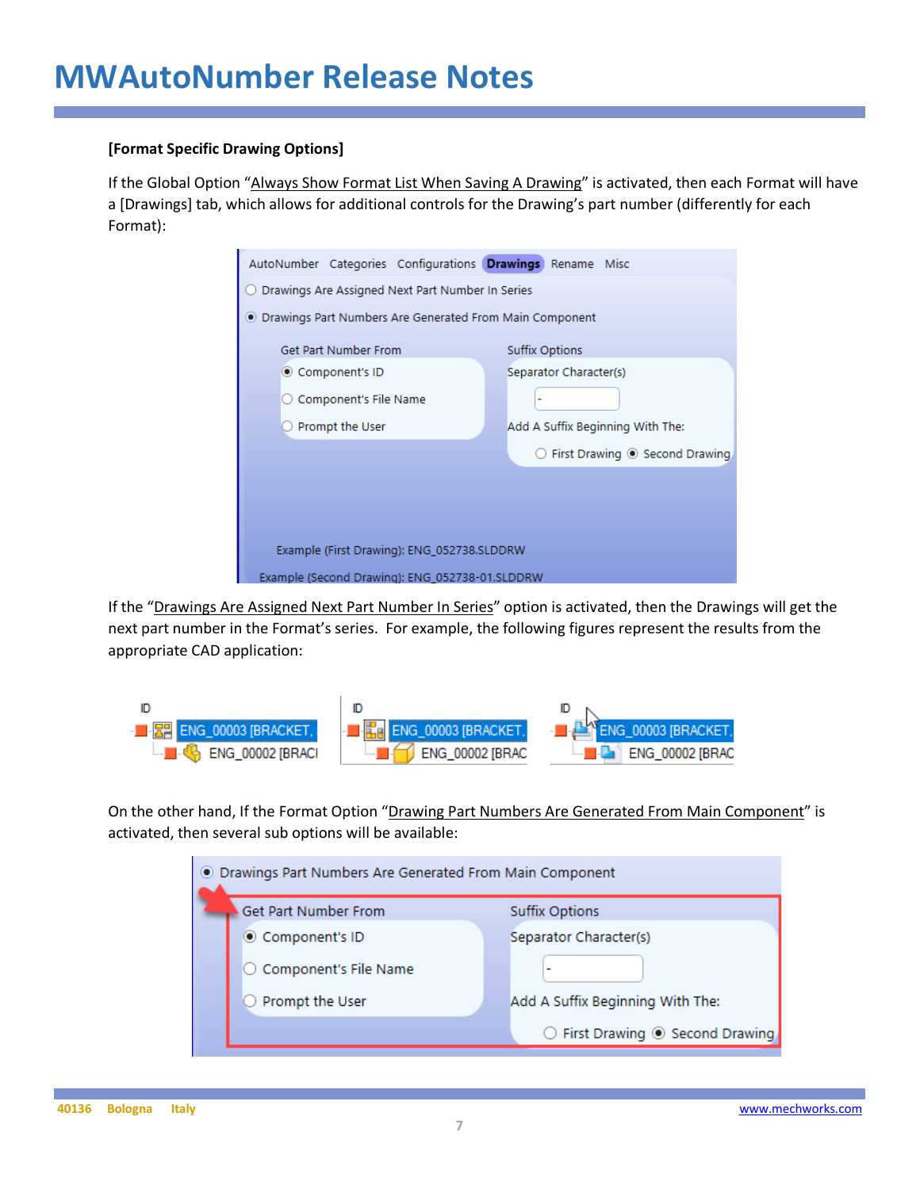**[Format Specific Drawing Options]**

If the Global Option "Always Show Format List When Saving A Drawing" is activated, then each Format will have a [Drawings] tab, which allows for additional controls for the Drawing's part number (differently for each Format):

If the "Drawings Are Assigned Next Part Number In Series" option is activated, then the Drawings will get the next part number in the Format's series. For example, the following figures represent the results from the appropriate CAD application:

On the other hand, If the Format Option "Drawing Part Numbers Are Generated From Main Component" is activated, then several sub options will be available: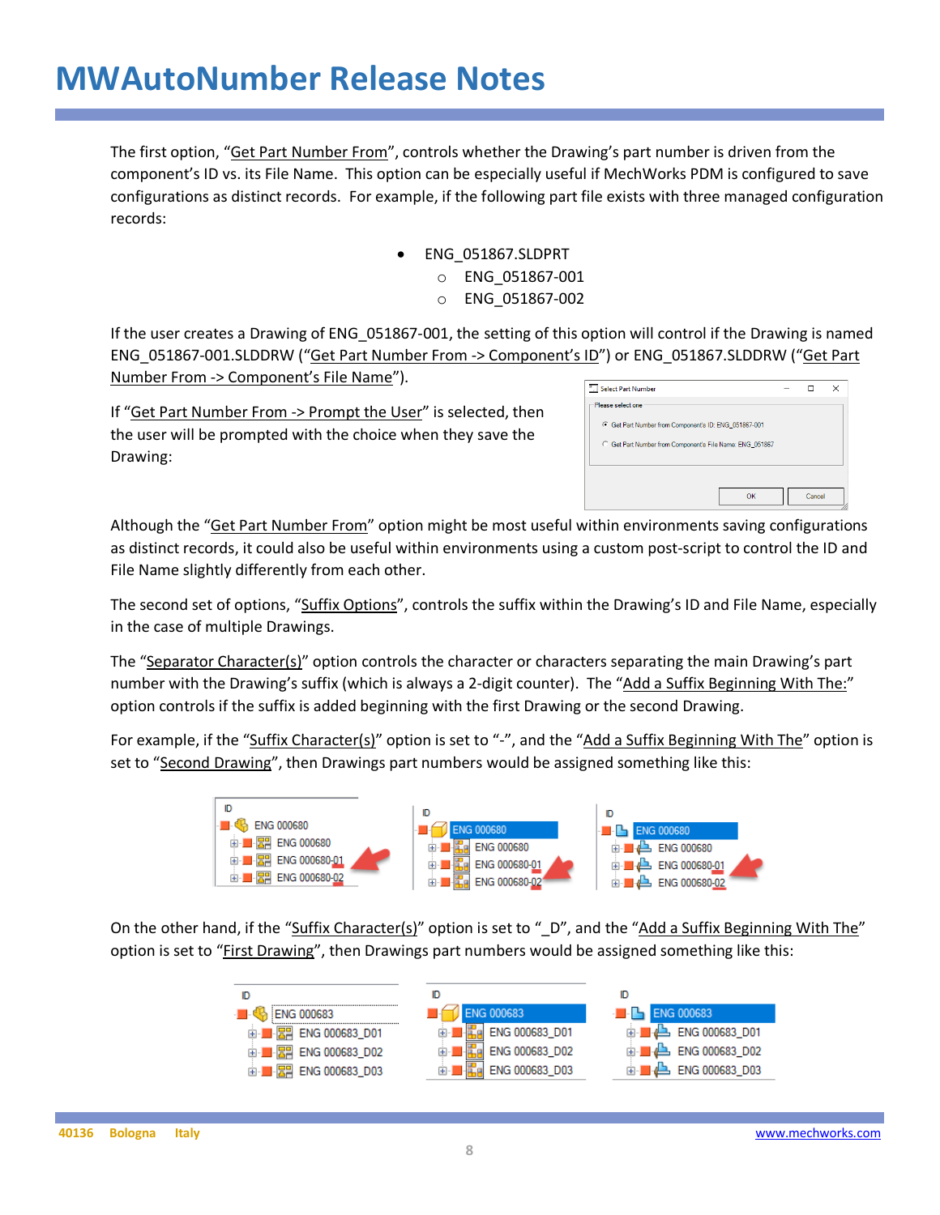# MWAutoNumber Release Notes

The first option, “Get Part Number From”, controls whether the Drawing’s part number is driven from the component’s ID vs. its File Name. This option can be especially useful if MechWorks PDM is configured to save configurations as distinct records. For example, if the following part file exists with three managed configuration records:

- ENG_051867.SLDPRT
  - ENG_051867-001
  - ENG_051867-002

If the user creates a Drawing of ENG_051867-001, the setting of this option will control if the Drawing is named ENG_051867-001.SLDDRW (“Get Part Number From -> Component’s ID”) or ENG_051867.SLDDRW (“Get Part Number From -> Component’s File Name”).

If “Get Part Number From -> Prompt the User” is selected, then the user will be prompted with the choice when they save the Drawing:

Although the “Get Part Number From” option might be most useful within environments saving configurations as distinct records, it could also be useful within environments using a custom post-script to control the ID and File Name slightly differently from each other.

The second set of options, “Suffix Options”, controls the suffix within the Drawing’s ID and File Name, especially in the case of multiple Drawings.

The “Separator Character(s)” option controls the character or characters separating the main Drawing’s part number with the Drawing’s suffix (which is always a 2-digit counter). The “Add a Suffix Beginning With The:” option controls if the suffix is added beginning with the first Drawing or the second Drawing.

For example, if the “Suffix Character(s)” option is set to “-”, and the “Add a Suffix Beginning With The” option is set to “Second Drawing”, then Drawings part numbers would be assigned something like this:

On the other hand, if the “Suffix Character(s)” option is set to “_D”, and the “Add a Suffix Beginning With The” option is set to “First Drawing”, then Drawings part numbers would be assigned something like this: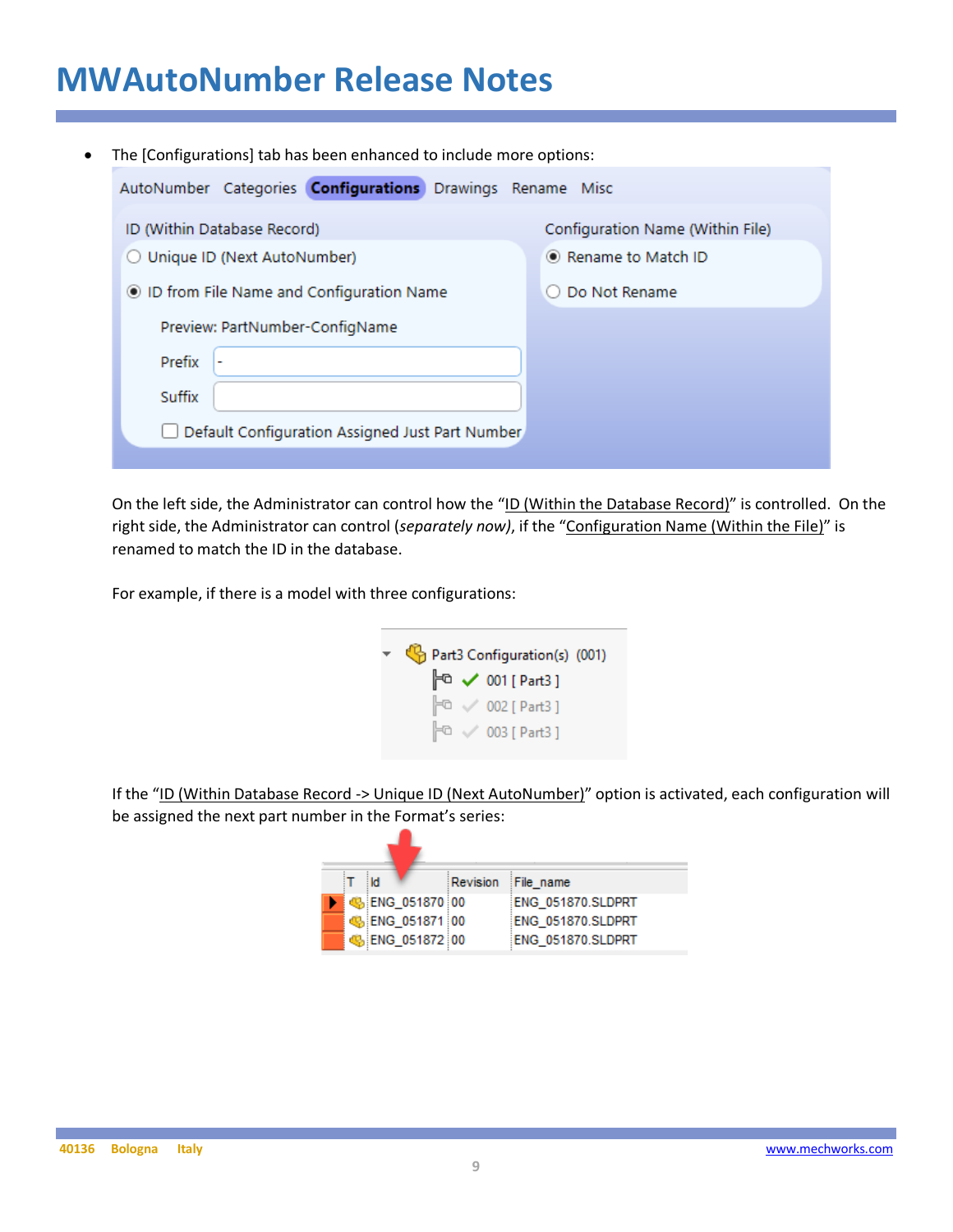- The [Configurations] tab has been enhanced to include more options:

On the left side, the Administrator can control how the "ID (Within the Database Record)" is controlled. On the right side, the Administrator can control (*separately now)*, if the "Configuration Name (Within the File)" is renamed to match the ID in the database.

For example, if there is a model with three configurations:

If the "ID (Within Database Record -> Unique ID (Next AutoNumber)" option is activated, each configuration will be assigned the next part number in the Format's series: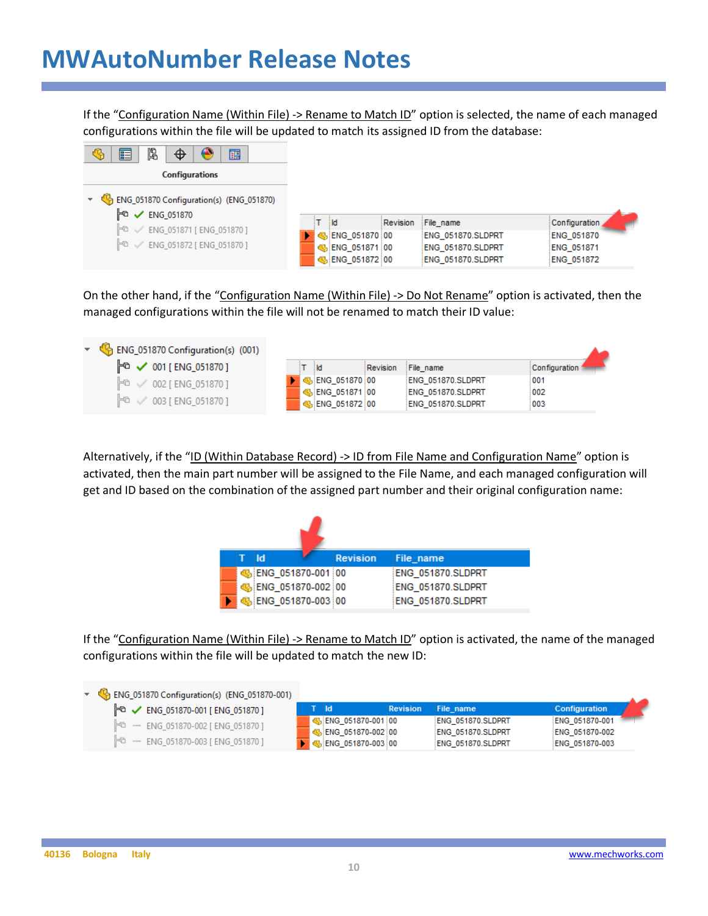If the "Configuration Name (Within File) -> Rename to Match ID" option is selected, the name of each managed configurations within the file will be updated to match its assigned ID from the database:

Configurations

- ENG_051870 Configuration(s) (ENG_051870)
  - ENG_051870
  - ENG_051871 [ ENG_051870 ]
  - ENG_051872 [ ENG_051870 ]

| T | Id | Revision | File_name | Configuration |
|---|---|---|---|---|
| | ENG_051870 | 00 | ENG_051870.SLDPRT | ENG_051870 |
| | ENG_051871 | 00 | ENG_051870.SLDPRT | ENG_051871 |
| | ENG_051872 | 00 | ENG_051870.SLDPRT | ENG_051872 |

On the other hand, if the "Configuration Name (Within File) -> Do Not Rename" option is activated, then the managed configurations within the file will not be renamed to match their ID value:

- ENG_051870 Configuration(s) (001)
  - 001 [ ENG_051870 ]
  - 002 [ ENG_051870 ]
  - 003 [ ENG_051870 ]

| T | Id | Revision | File_name | Configuration |
|---|---|---|---|---|
| | ENG_051870 | 00 | ENG_051870.SLDPRT | 001 |
| | ENG_051871 | 00 | ENG_051870.SLDPRT | 002 |
| | ENG_051872 | 00 | ENG_051870.SLDPRT | 003 |

Alternatively, if the "ID (Within Database Record) -> ID from File Name and Configuration Name" option is activated, then the main part number will be assigned to the File Name, and each managed configuration will get and ID based on the combination of the assigned part number and their original configuration name:

| T | Id | Revision | File_name |
|---|---|---|---|
| | ENG_051870-001 | 00 | ENG_051870.SLDPRT |
| | ENG_051870-002 | 00 | ENG_051870.SLDPRT |
| | ENG_051870-003 | 00 | ENG_051870.SLDPRT |

If the "Configuration Name (Within File) -> Rename to Match ID" option is activated, the name of the managed configurations within the file will be updated to match the new ID:

- ENG_051870 Configuration(s) (ENG_051870-001)
  - ENG_051870-001 [ ENG_051870 ]
  - ENG_051870-002 [ ENG_051870 ]
  - ENG_051870-003 [ ENG_051870 ]

| T | Id | Revision | File_name | Configuration |
|---|---|---|---|---|
| | ENG_051870-001 | 00 | ENG_051870.SLDPRT | ENG_051870-001 |
| | ENG_051870-002 | 00 | ENG_051870.SLDPRT | ENG_051870-002 |
| | ENG_051870-003 | 00 | ENG_051870.SLDPRT | ENG_051870-003 |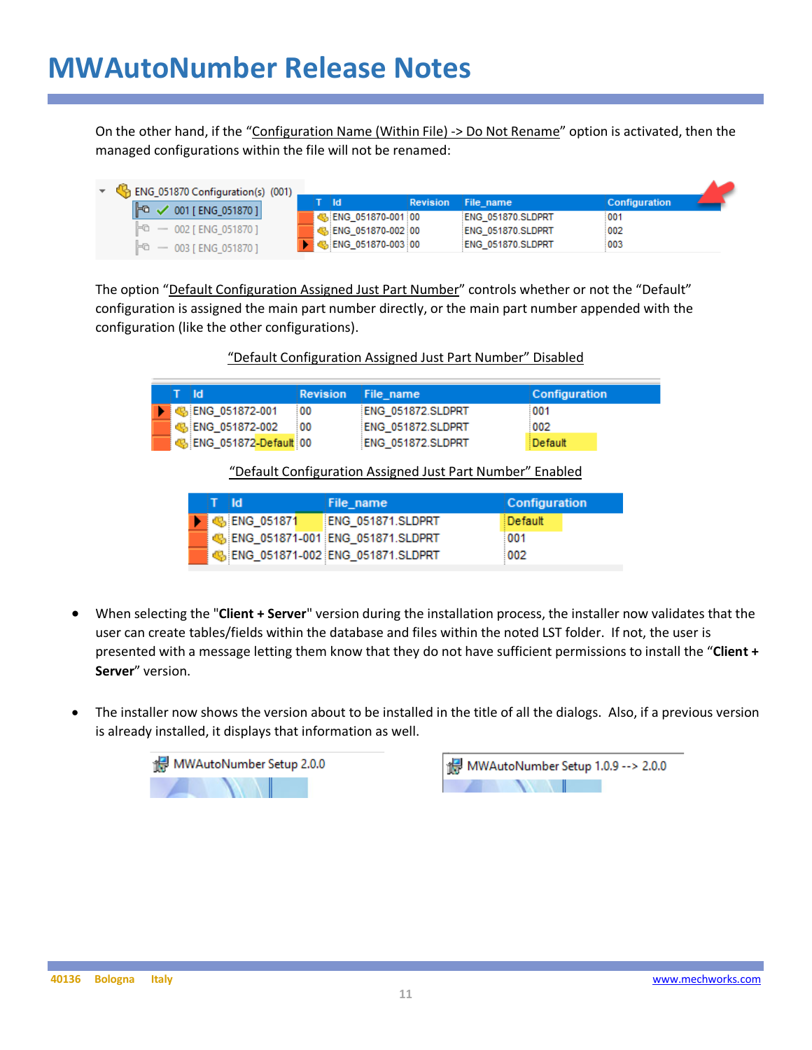On the other hand, if the "Configuration Name (Within File) -> Do Not Rename" option is activated, then the managed configurations within the file will not be renamed:

| T | Id | Revision | File_name | Configuration |
|---|---|---|---|---|
| | ENG_051870-001 | 00 | ENG_051870.SLDPRT | 001 |
| | ENG_051870-002 | 00 | ENG_051870.SLDPRT | 002 |
| | ENG_051870-003 | 00 | ENG_051870.SLDPRT | 003 |

The option "Default Configuration Assigned Just Part Number" controls whether or not the "Default" configuration is assigned the main part number directly, or the main part number appended with the configuration (like the other configurations).

"Default Configuration Assigned Just Part Number" Disabled

| T | Id | Revision | File_name | Configuration |
|---|---|---|---|---|
| | ENG_051872-001 | 00 | ENG_051872.SLDPRT | 001 |
| | ENG_051872-002 | 00 | ENG_051872.SLDPRT | 002 |
| | ENG_051872-Default | 00 | ENG_051872.SLDPRT | Default |

"Default Configuration Assigned Just Part Number" Enabled

| T | Id | File_name | Configuration |
|---|---|---|---|
| | ENG_051871 | ENG_051871.SLDPRT | Default |
| | ENG_051871-001 | ENG_051871.SLDPRT | 001 |
| | ENG_051871-002 | ENG_051871.SLDPRT | 002 |

- When selecting the "**Client + Server**" version during the installation process, the installer now validates that the user can create tables/fields within the database and files within the noted LST folder. If not, the user is presented with a message letting them know that they do not have sufficient permissions to install the "**Client + Server**" version.

- The installer now shows the version about to be installed in the title of all the dialogs. Also, if a previous version is already installed, it displays that information as well.

MWAutoNumber Setup 2.0.0

MWAutoNumber Setup 1.0.9 --> 2.0.0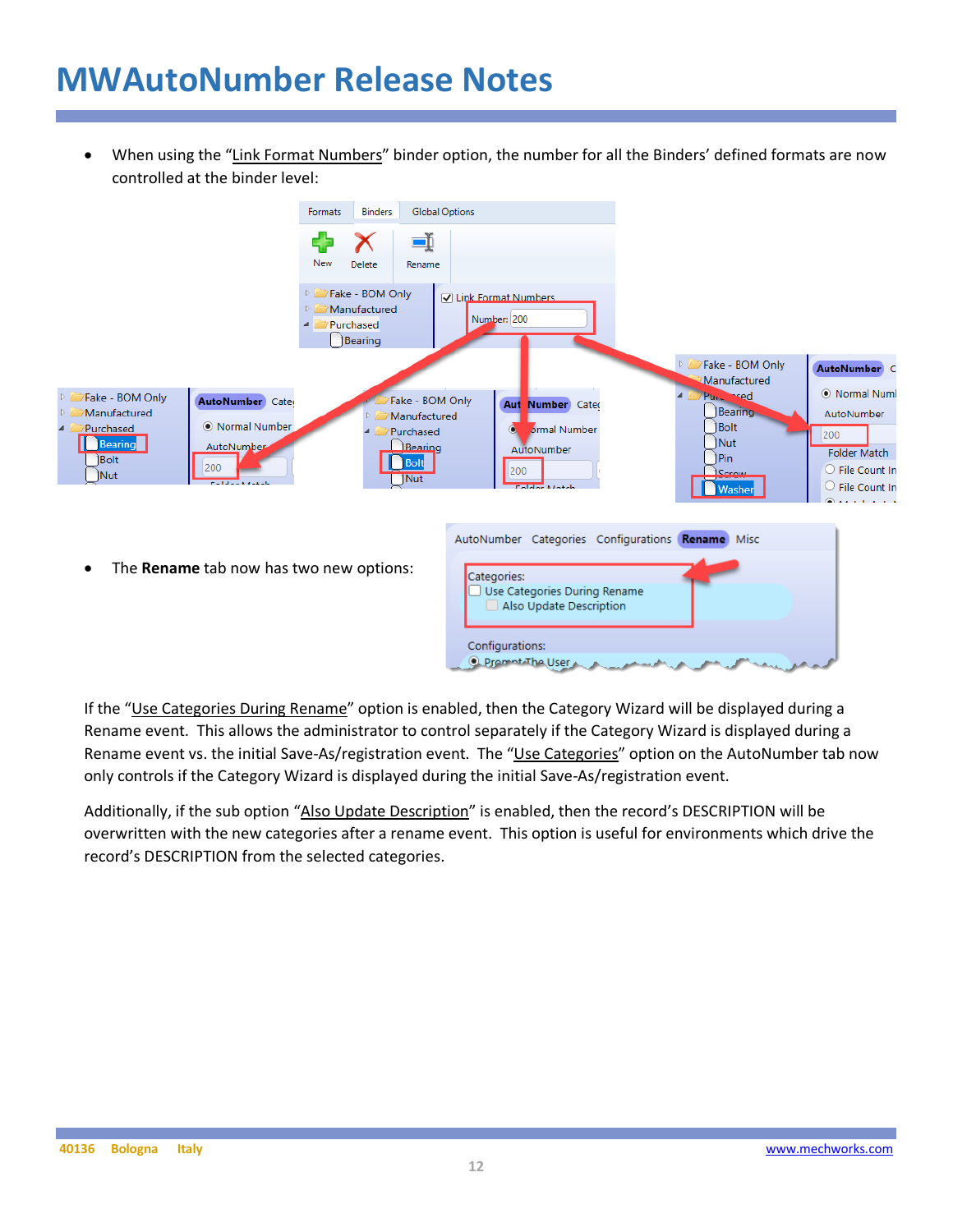# MWAutoNumber Release Notes

- When using the "Link Format Numbers" binder option, the number for all the Binders' defined formats are now controlled at the binder level:

- The **Rename** tab now has two new options:

If the "Use Categories During Rename" option is enabled, then the Category Wizard will be displayed during a Rename event. This allows the administrator to control separately if the Category Wizard is displayed during a Rename event vs. the initial Save-As/registration event. The "Use Categories" option on the AutoNumber tab now only controls if the Category Wizard is displayed during the initial Save-As/registration event.

Additionally, if the sub option "Also Update Description" is enabled, then the record's DESCRIPTION will be overwritten with the new categories after a rename event. This option is useful for environments which drive the record's DESCRIPTION from the selected categories.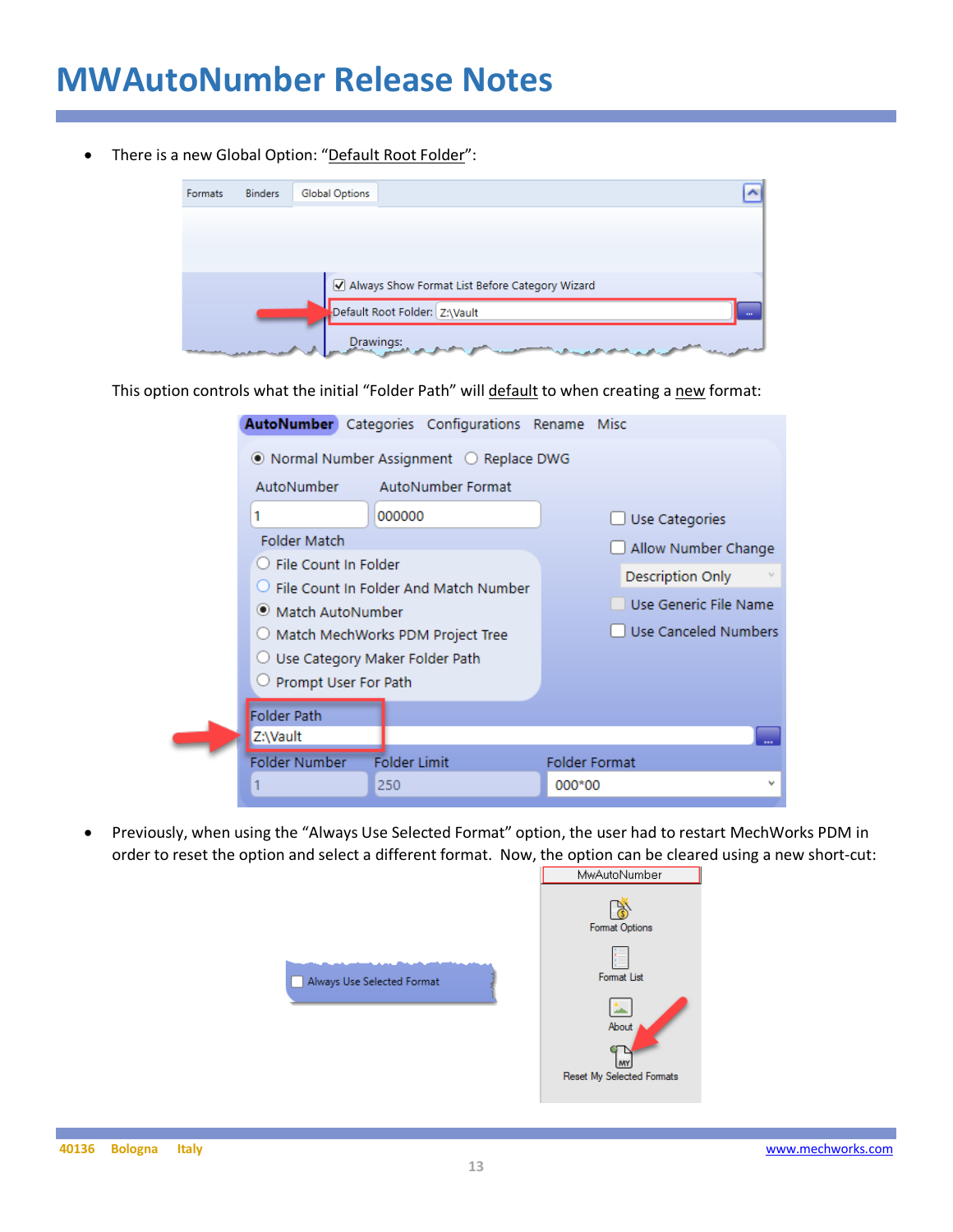- There is a new Global Option: "Default Root Folder":

This option controls what the initial "Folder Path" will default to when creating a new format:

- Previously, when using the "Always Use Selected Format" option, the user had to restart MechWorks PDM in order to reset the option and select a different format. Now, the option can be cleared using a new short-cut: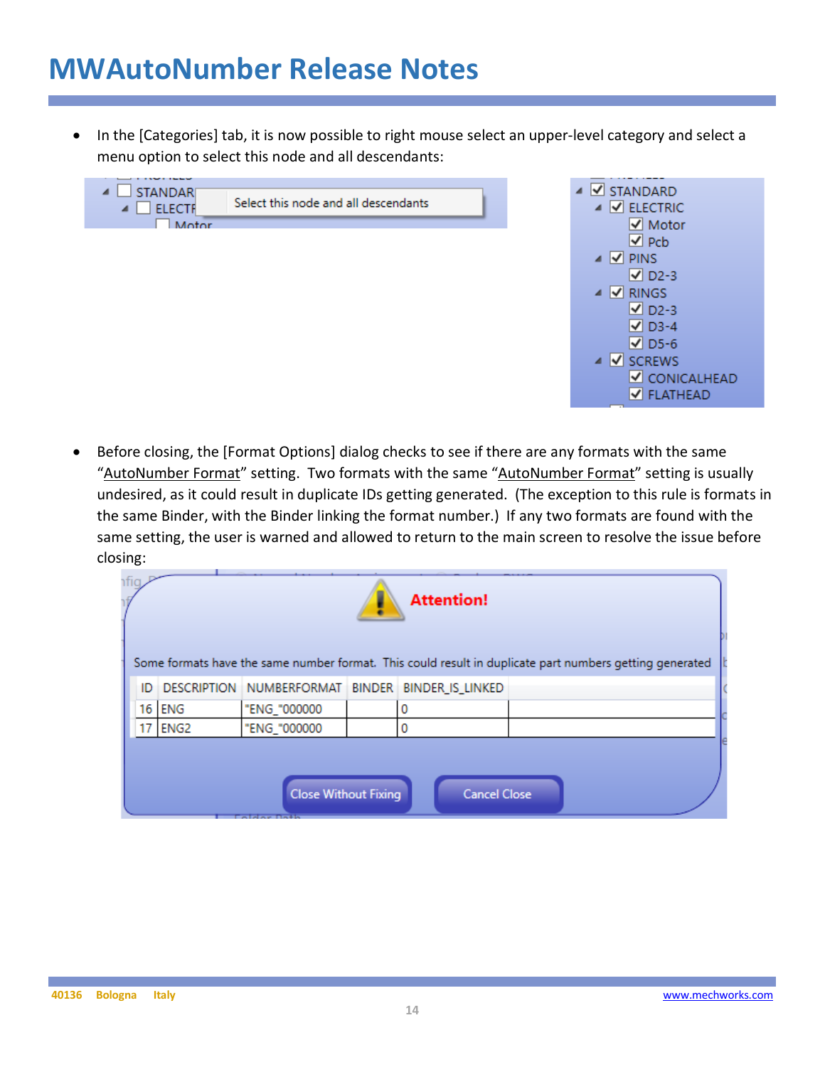# MWAutoNumber Release Notes

- In the [Categories] tab, it is now possible to right mouse select an upper-level category and select a menu option to select this node and all descendants:

- Before closing, the [Format Options] dialog checks to see if there are any formats with the same "AutoNumber Format" setting. Two formats with the same "AutoNumber Format" setting is usually undesired, as it could result in duplicate IDs getting generated. (The exception to this rule is formats in the same Binder, with the Binder linking the format number.) If any two formats are found with the same setting, the user is warned and allowed to return to the main screen to resolve the issue before closing: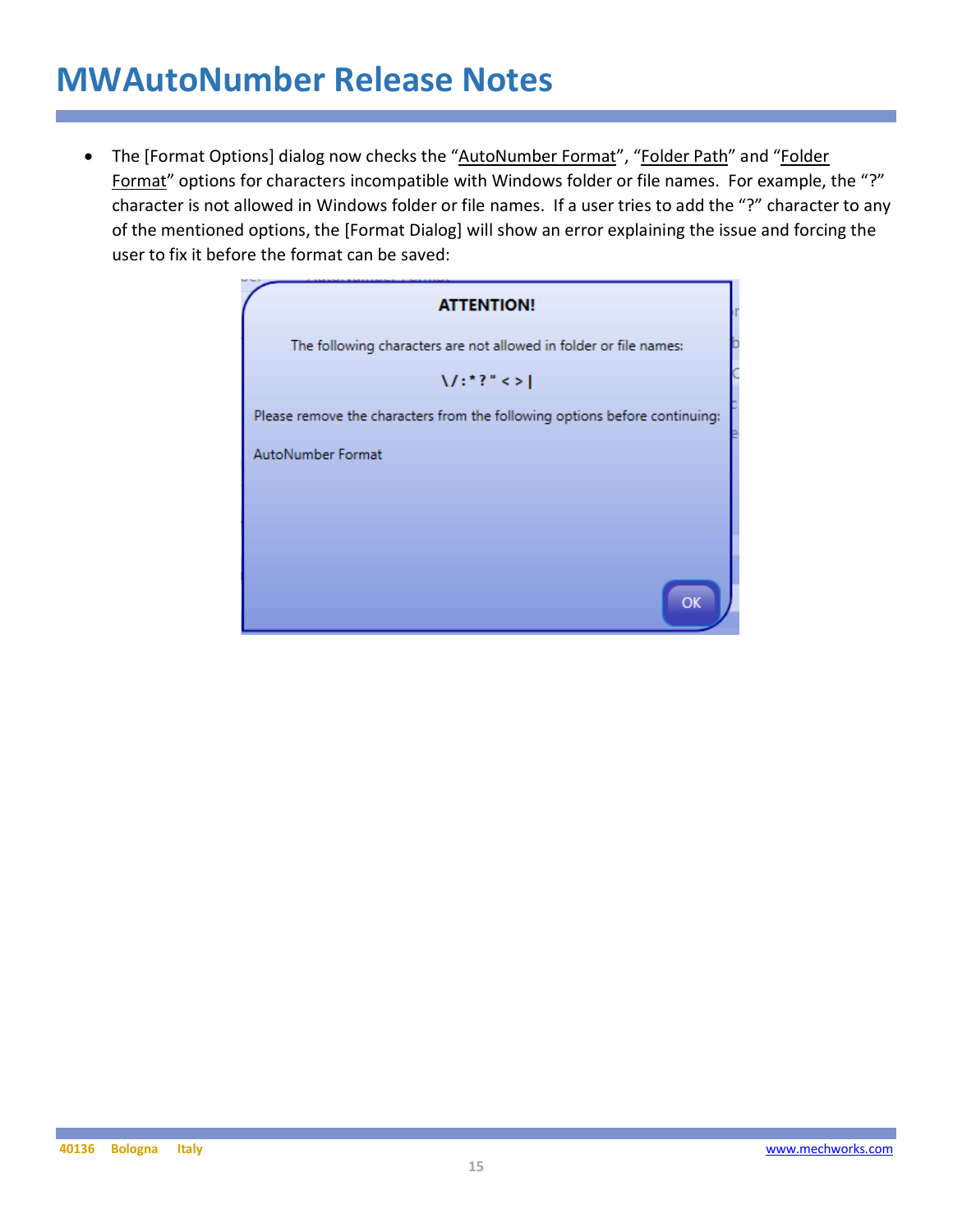- The [Format Options] dialog now checks the "AutoNumber Format", "Folder Path" and "Folder Format" options for characters incompatible with Windows folder or file names. For example, the "?" character is not allowed in Windows folder or file names. If a user tries to add the "?" character to any of the mentioned options, the [Format Dialog] will show an error explaining the issue and forcing the user to fix it before the format can be saved: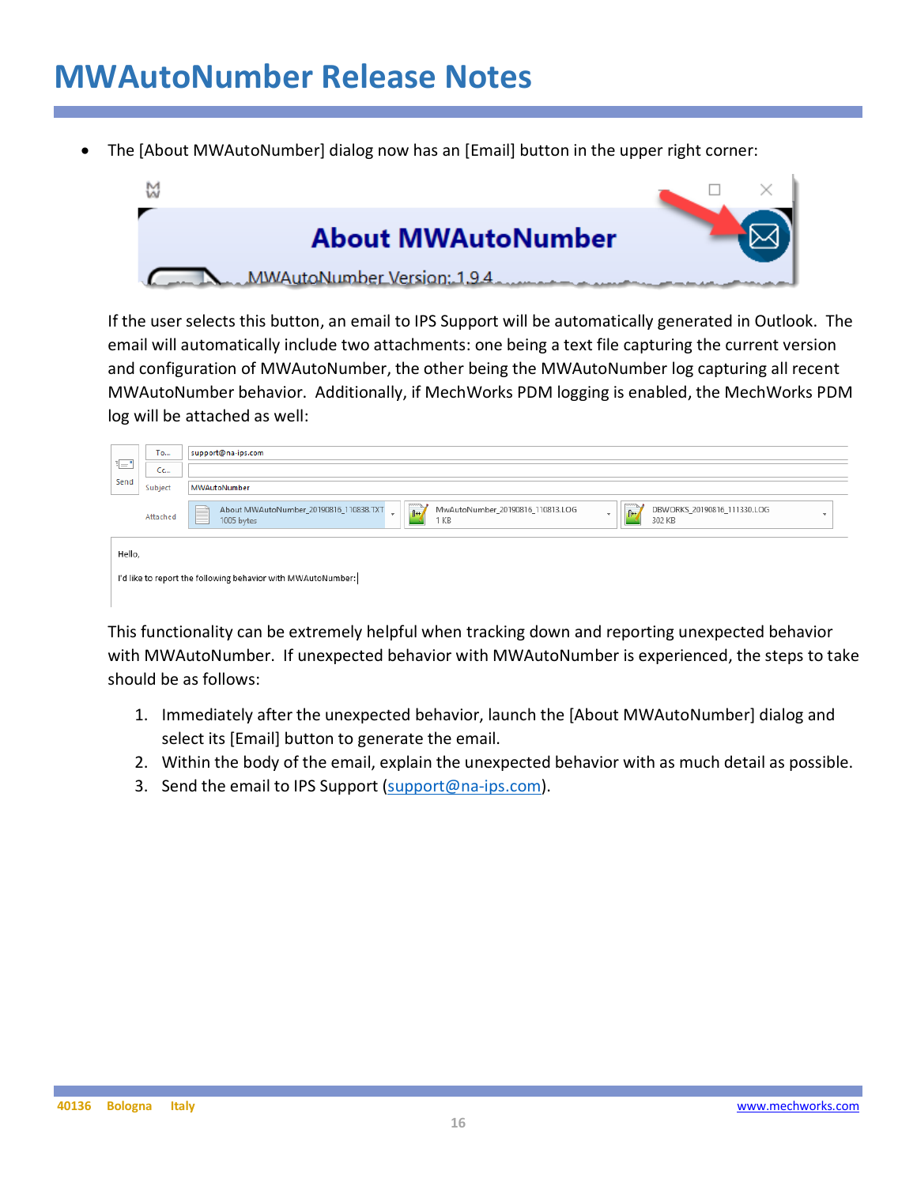# MWAutoNumber Release Notes

- The [About MWAutoNumber] dialog now has an [Email] button in the upper right corner:

  If the user selects this button, an email to IPS Support will be automatically generated in Outlook. The email will automatically include two attachments: one being a text file capturing the current version and configuration of MWAutoNumber, the other being the MWAutoNumber log capturing all recent MWAutoNumber behavior. Additionally, if MechWorks PDM logging is enabled, the MechWorks PDM log will be attached as well:

  This functionality can be extremely helpful when tracking down and reporting unexpected behavior with MWAutoNumber. If unexpected behavior with MWAutoNumber is experienced, the steps to take should be as follows:

  1. Immediately after the unexpected behavior, launch the [About MWAutoNumber] dialog and select its [Email] button to generate the email.
  2. Within the body of the email, explain the unexpected behavior with as much detail as possible.
  3. Send the email to IPS Support (support@na-ips.com).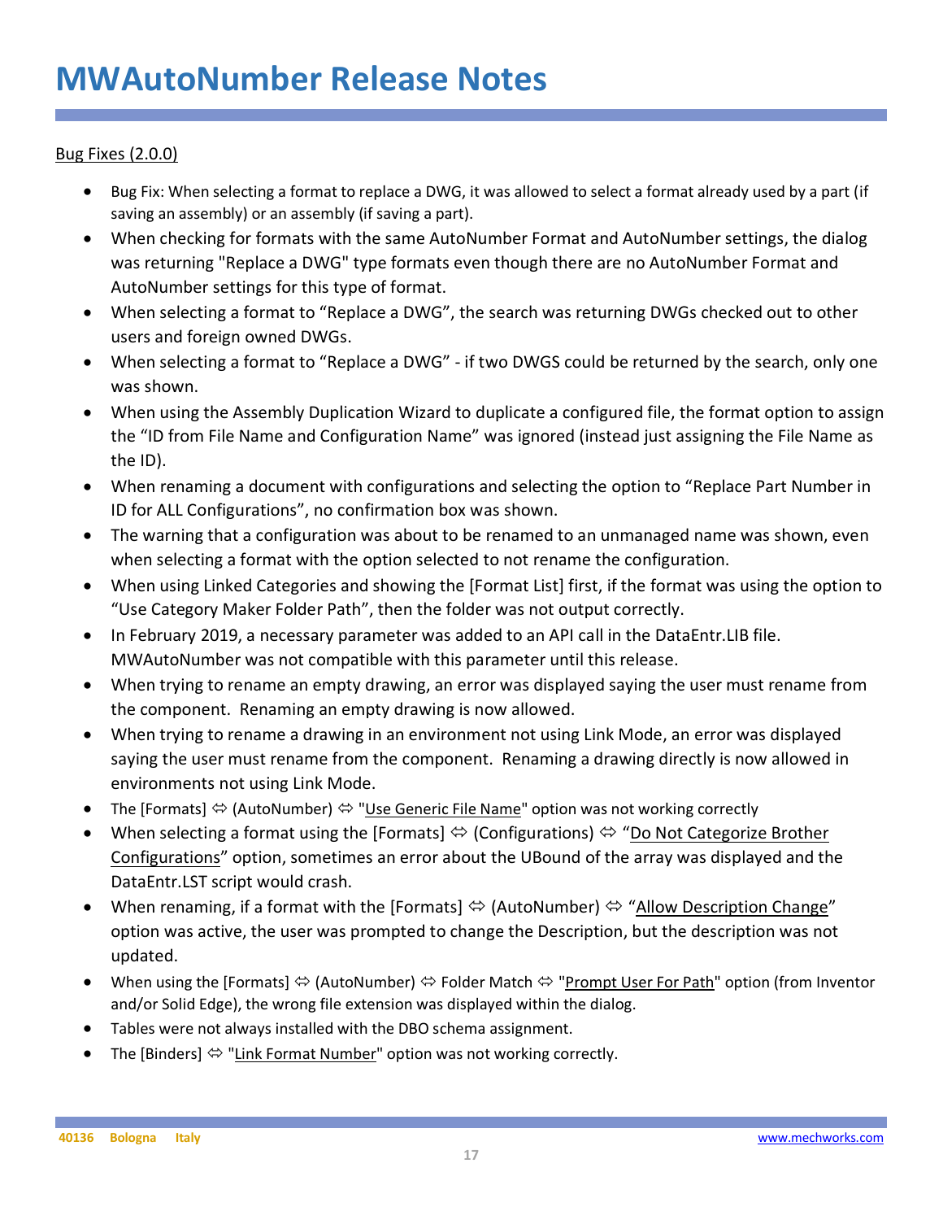# MWAutoNumber Release Notes

Bug Fixes (2.0.0)

- Bug Fix: When selecting a format to replace a DWG, it was allowed to select a format already used by a part (if saving an assembly) or an assembly (if saving a part).
- When checking for formats with the same AutoNumber Format and AutoNumber settings, the dialog was returning "Replace a DWG" type formats even though there are no AutoNumber Format and AutoNumber settings for this type of format.
- When selecting a format to "Replace a DWG", the search was returning DWGs checked out to other users and foreign owned DWGs.
- When selecting a format to "Replace a DWG" - if two DWGS could be returned by the search, only one was shown.
- When using the Assembly Duplication Wizard to duplicate a configured file, the format option to assign the "ID from File Name and Configuration Name" was ignored (instead just assigning the File Name as the ID).
- When renaming a document with configurations and selecting the option to "Replace Part Number in ID for ALL Configurations", no confirmation box was shown.
- The warning that a configuration was about to be renamed to an unmanaged name was shown, even when selecting a format with the option selected to not rename the configuration.
- When using Linked Categories and showing the [Format List] first, if the format was using the option to "Use Category Maker Folder Path", then the folder was not output correctly.
- In February 2019, a necessary parameter was added to an API call in the DataEntr.LIB file. MWAutoNumber was not compatible with this parameter until this release.
- When trying to rename an empty drawing, an error was displayed saying the user must rename from the component. Renaming an empty drawing is now allowed.
- When trying to rename a drawing in an environment not using Link Mode, an error was displayed saying the user must rename from the component. Renaming a drawing directly is now allowed in environments not using Link Mode.
- The [Formats] ⇔ (AutoNumber) ⇔ "Use Generic File Name" option was not working correctly
- When selecting a format using the [Formats] ⇔ (Configurations) ⇔ "Do Not Categorize Brother Configurations" option, sometimes an error about the UBound of the array was displayed and the DataEntr.LST script would crash.
- When renaming, if a format with the [Formats] ⇔ (AutoNumber) ⇔ "Allow Description Change" option was active, the user was prompted to change the Description, but the description was not updated.
- When using the [Formats] ⇔ (AutoNumber) ⇔ Folder Match ⇔ "Prompt User For Path" option (from Inventor and/or Solid Edge), the wrong file extension was displayed within the dialog.
- Tables were not always installed with the DBO schema assignment.
- The [Binders] ⇔ "Link Format Number" option was not working correctly.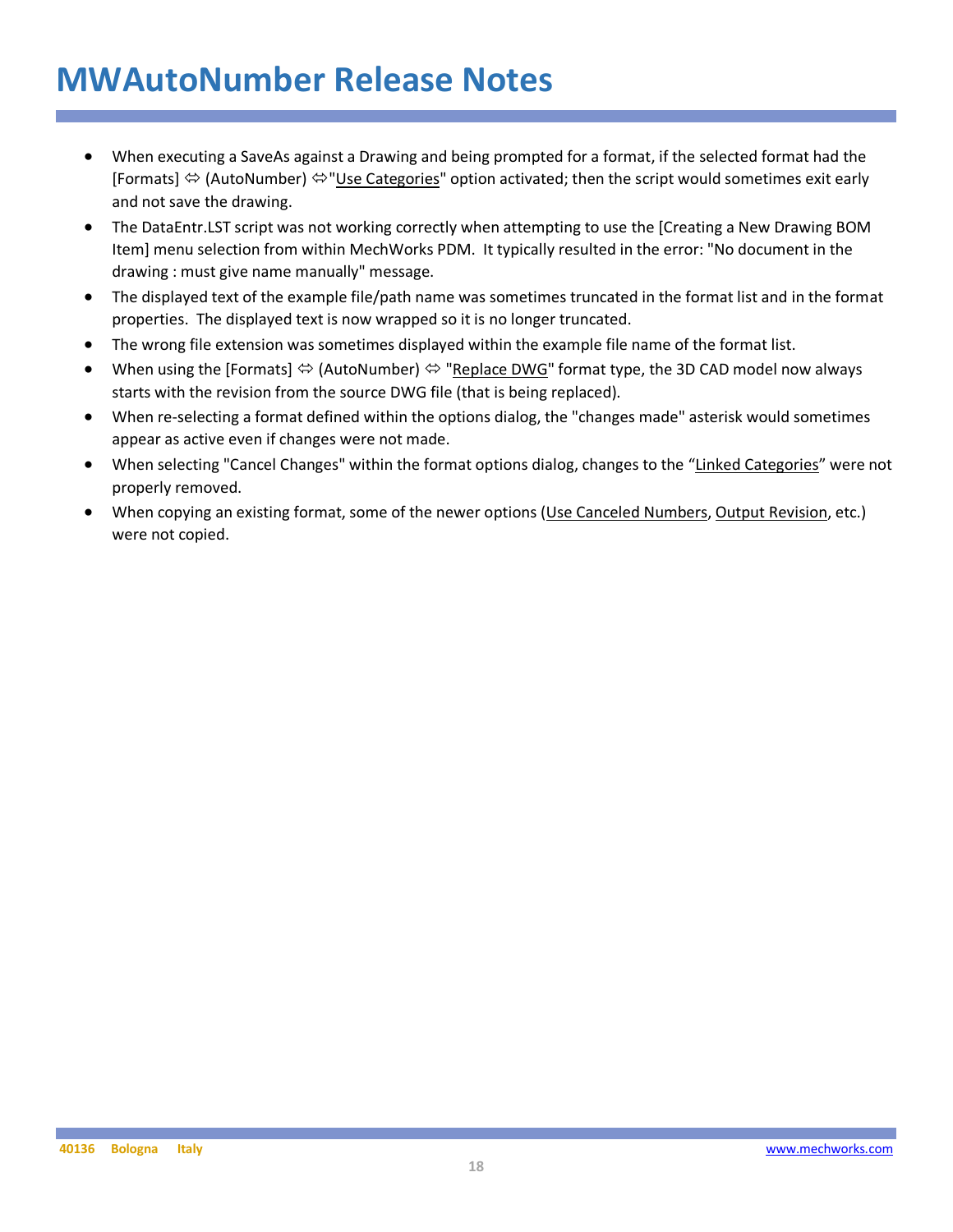# MWAutoNumber Release Notes

- When executing a SaveAs against a Drawing and being prompted for a format, if the selected format had the [Formats] ⇔ (AutoNumber) ⇔"Use Categories" option activated; then the script would sometimes exit early and not save the drawing.
- The DataEntr.LST script was not working correctly when attempting to use the [Creating a New Drawing BOM Item] menu selection from within MechWorks PDM. It typically resulted in the error: "No document in the drawing : must give name manually" message.
- The displayed text of the example file/path name was sometimes truncated in the format list and in the format properties. The displayed text is now wrapped so it is no longer truncated.
- The wrong file extension was sometimes displayed within the example file name of the format list.
- When using the [Formats] ⇔ (AutoNumber) ⇔ "Replace DWG" format type, the 3D CAD model now always starts with the revision from the source DWG file (that is being replaced).
- When re-selecting a format defined within the options dialog, the "changes made" asterisk would sometimes appear as active even if changes were not made.
- When selecting "Cancel Changes" within the format options dialog, changes to the "Linked Categories" were not properly removed.
- When copying an existing format, some of the newer options (Use Canceled Numbers, Output Revision, etc.) were not copied.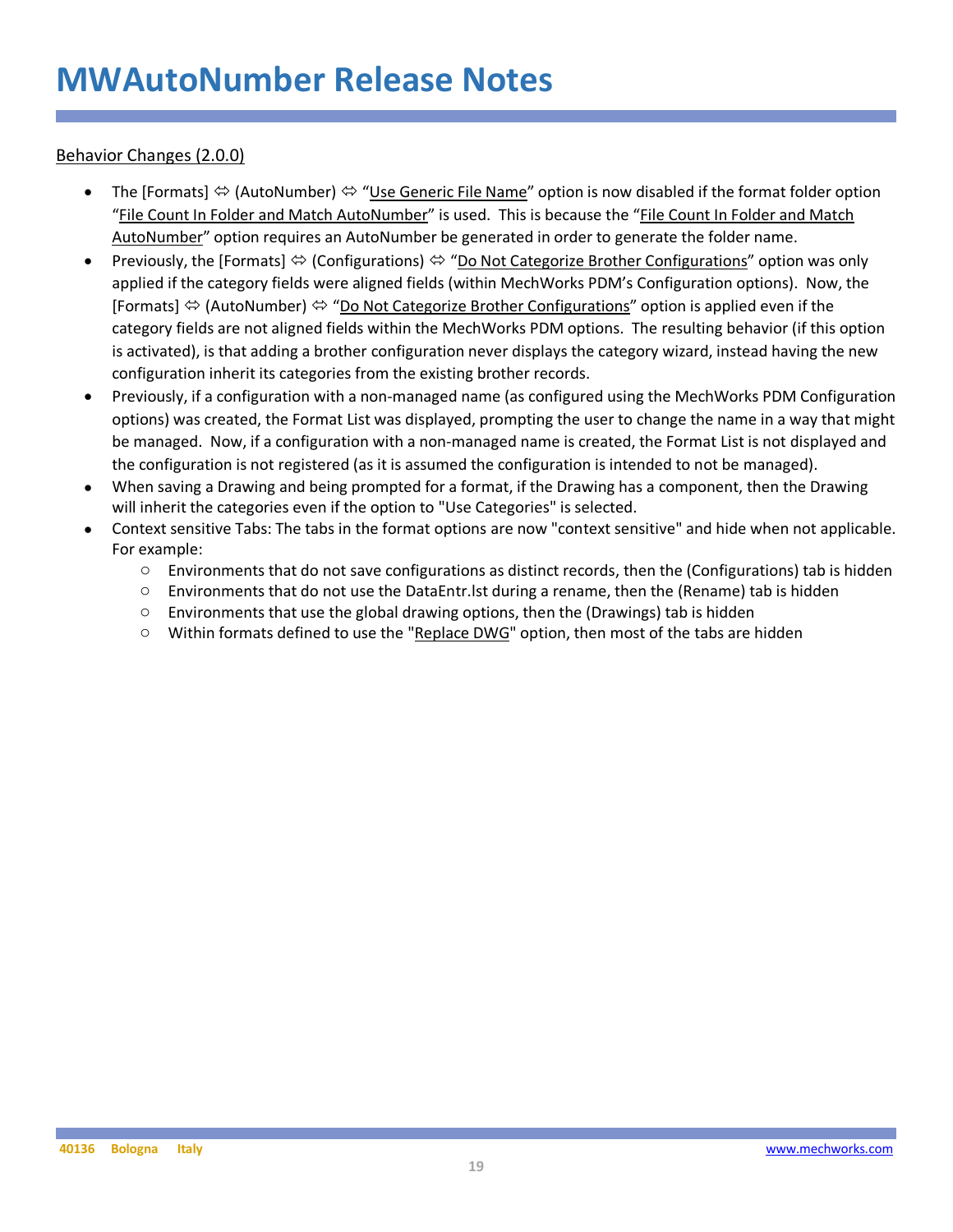# MWAutoNumber Release Notes

Behavior Changes (2.0.0)

- The [Formats] ⇔ (AutoNumber) ⇔ "Use Generic File Name" option is now disabled if the format folder option "File Count In Folder and Match AutoNumber" is used. This is because the "File Count In Folder and Match AutoNumber" option requires an AutoNumber be generated in order to generate the folder name.
- Previously, the [Formats] ⇔ (Configurations) ⇔ "Do Not Categorize Brother Configurations" option was only applied if the category fields were aligned fields (within MechWorks PDM's Configuration options). Now, the [Formats] ⇔ (AutoNumber) ⇔ "Do Not Categorize Brother Configurations" option is applied even if the category fields are not aligned fields within the MechWorks PDM options. The resulting behavior (if this option is activated), is that adding a brother configuration never displays the category wizard, instead having the new configuration inherit its categories from the existing brother records.
- Previously, if a configuration with a non-managed name (as configured using the MechWorks PDM Configuration options) was created, the Format List was displayed, prompting the user to change the name in a way that might be managed. Now, if a configuration with a non-managed name is created, the Format List is not displayed and the configuration is not registered (as it is assumed the configuration is intended to not be managed).
- When saving a Drawing and being prompted for a format, if the Drawing has a component, then the Drawing will inherit the categories even if the option to "Use Categories" is selected.
- Context sensitive Tabs: The tabs in the format options are now "context sensitive" and hide when not applicable. For example:
  - Environments that do not save configurations as distinct records, then the (Configurations) tab is hidden
  - Environments that do not use the DataEntr.lst during a rename, then the (Rename) tab is hidden
  - Environments that use the global drawing options, then the (Drawings) tab is hidden
  - Within formats defined to use the "Replace DWG" option, then most of the tabs are hidden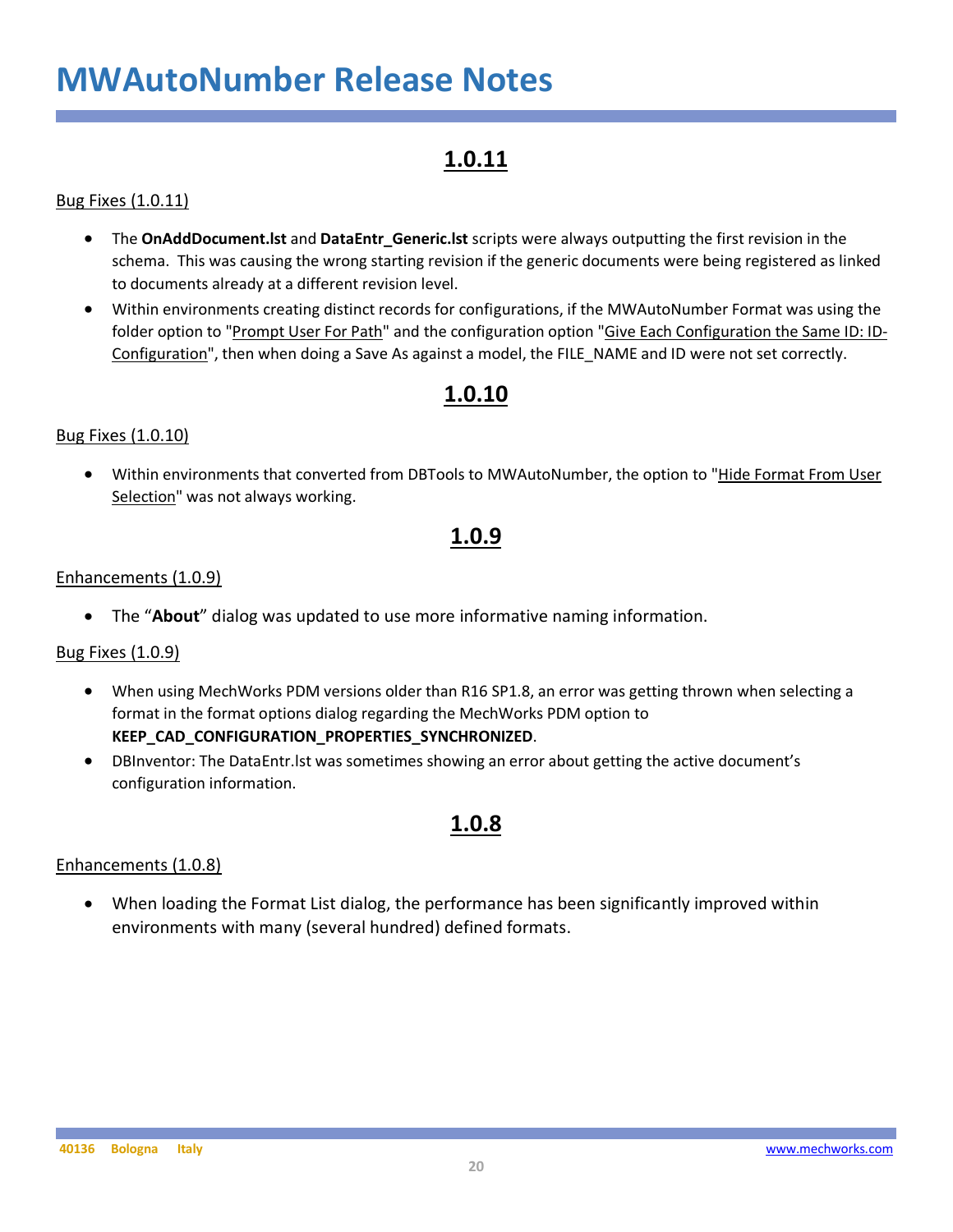# MWAutoNumber Release Notes

## 1.0.11

Bug Fixes (1.0.11)

- The **OnAddDocument.lst** and **DataEntr_Generic.lst** scripts were always outputting the first revision in the schema. This was causing the wrong starting revision if the generic documents were being registered as linked to documents already at a different revision level.
- Within environments creating distinct records for configurations, if the MWAutoNumber Format was using the folder option to "Prompt User For Path" and the configuration option "Give Each Configuration the Same ID: ID-Configuration", then when doing a Save As against a model, the FILE_NAME and ID were not set correctly.

## 1.0.10

Bug Fixes (1.0.10)

- Within environments that converted from DBTools to MWAutoNumber, the option to "Hide Format From User Selection" was not always working.

## 1.0.9

Enhancements (1.0.9)

- The "**About**" dialog was updated to use more informative naming information.

Bug Fixes (1.0.9)

- When using MechWorks PDM versions older than R16 SP1.8, an error was getting thrown when selecting a format in the format options dialog regarding the MechWorks PDM option to **KEEP_CAD_CONFIGURATION_PROPERTIES_SYNCHRONIZED**.
- DBInventor: The DataEntr.lst was sometimes showing an error about getting the active document's configuration information.

## 1.0.8

Enhancements (1.0.8)

- When loading the Format List dialog, the performance has been significantly improved within environments with many (several hundred) defined formats.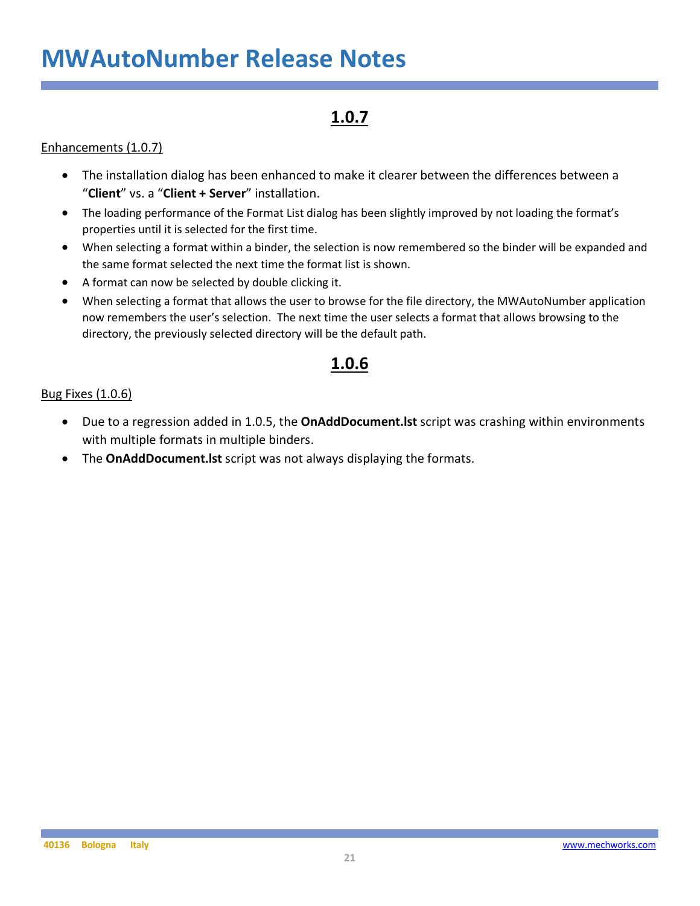# MWAutoNumber Release Notes

## 1.0.7

Enhancements (1.0.7)

- The installation dialog has been enhanced to make it clearer between the differences between a "**Client**" vs. a "**Client + Server**" installation.
- The loading performance of the Format List dialog has been slightly improved by not loading the format's properties until it is selected for the first time.
- When selecting a format within a binder, the selection is now remembered so the binder will be expanded and the same format selected the next time the format list is shown.
- A format can now be selected by double clicking it.
- When selecting a format that allows the user to browse for the file directory, the MWAutoNumber application now remembers the user's selection. The next time the user selects a format that allows browsing to the directory, the previously selected directory will be the default path.

## 1.0.6

Bug Fixes (1.0.6)

- Due to a regression added in 1.0.5, the **OnAddDocument.lst** script was crashing within environments with multiple formats in multiple binders.
- The **OnAddDocument.lst** script was not always displaying the formats.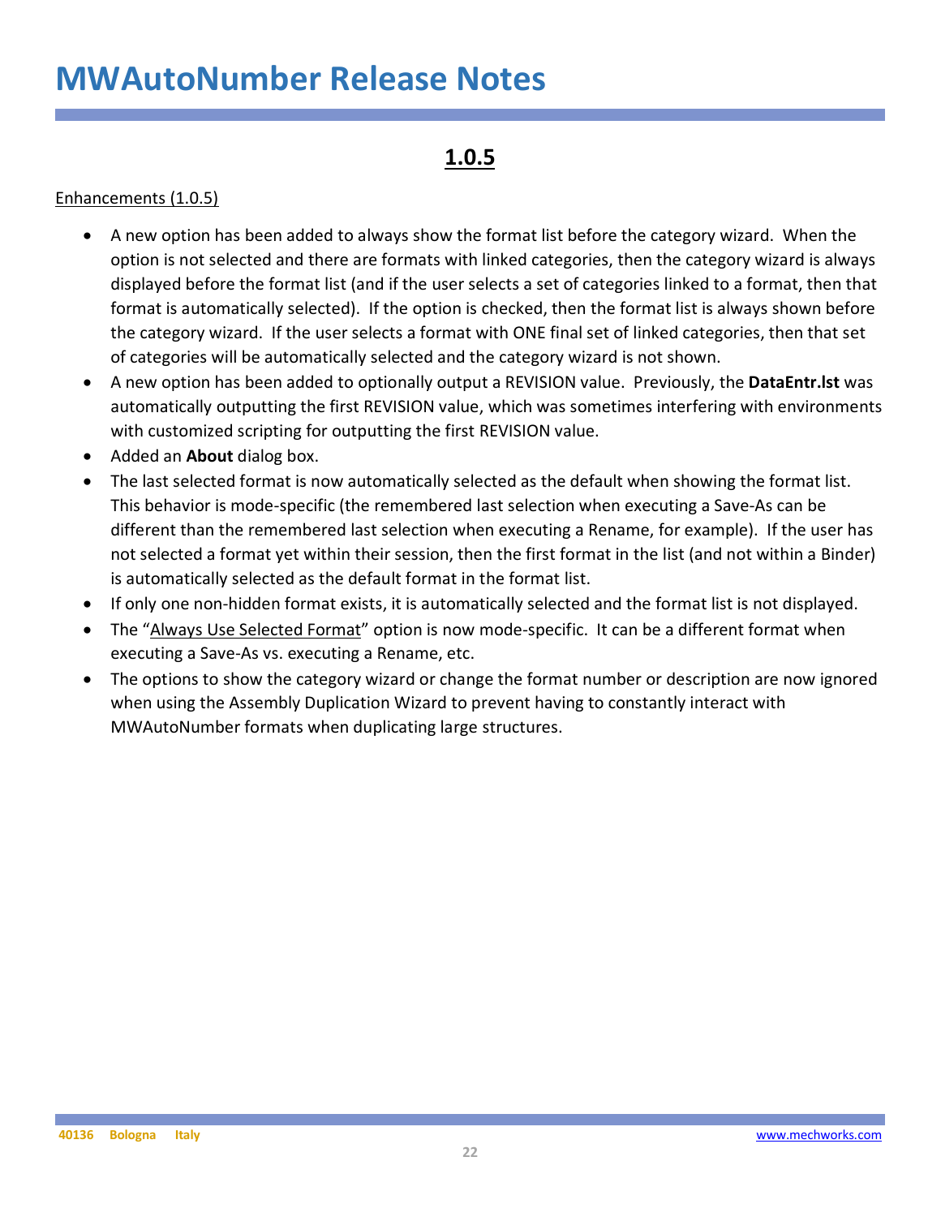# MWAutoNumber Release Notes

## 1.0.5

Enhancements (1.0.5)

- A new option has been added to always show the format list before the category wizard. When the option is not selected and there are formats with linked categories, then the category wizard is always displayed before the format list (and if the user selects a set of categories linked to a format, then that format is automatically selected). If the option is checked, then the format list is always shown before the category wizard. If the user selects a format with ONE final set of linked categories, then that set of categories will be automatically selected and the category wizard is not shown.
- A new option has been added to optionally output a REVISION value. Previously, the **DataEntr.lst** was automatically outputting the first REVISION value, which was sometimes interfering with environments with customized scripting for outputting the first REVISION value.
- Added an **About** dialog box.
- The last selected format is now automatically selected as the default when showing the format list. This behavior is mode-specific (the remembered last selection when executing a Save-As can be different than the remembered last selection when executing a Rename, for example). If the user has not selected a format yet within their session, then the first format in the list (and not within a Binder) is automatically selected as the default format in the format list.
- If only one non-hidden format exists, it is automatically selected and the format list is not displayed.
- The "Always Use Selected Format" option is now mode-specific. It can be a different format when executing a Save-As vs. executing a Rename, etc.
- The options to show the category wizard or change the format number or description are now ignored when using the Assembly Duplication Wizard to prevent having to constantly interact with MWAutoNumber formats when duplicating large structures.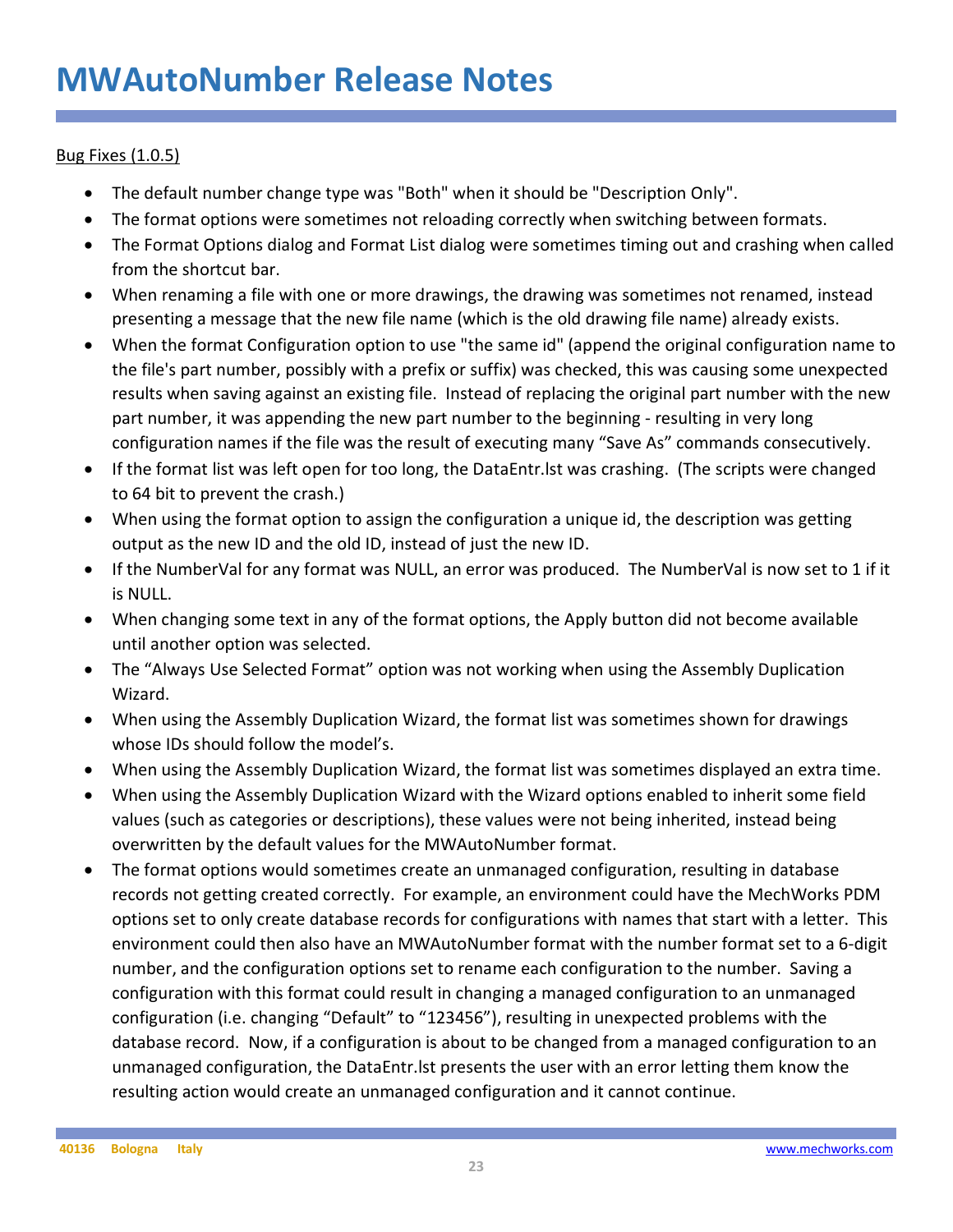# MWAutoNumber Release Notes

<u>Bug Fixes (1.0.5)</u>

- The default number change type was "Both" when it should be "Description Only".
- The format options were sometimes not reloading correctly when switching between formats.
- The Format Options dialog and Format List dialog were sometimes timing out and crashing when called from the shortcut bar.
- When renaming a file with one or more drawings, the drawing was sometimes not renamed, instead presenting a message that the new file name (which is the old drawing file name) already exists.
- When the format Configuration option to use "the same id" (append the original configuration name to the file's part number, possibly with a prefix or suffix) was checked, this was causing some unexpected results when saving against an existing file. Instead of replacing the original part number with the new part number, it was appending the new part number to the beginning - resulting in very long configuration names if the file was the result of executing many "Save As" commands consecutively.
- If the format list was left open for too long, the DataEntr.lst was crashing. (The scripts were changed to 64 bit to prevent the crash.)
- When using the format option to assign the configuration a unique id, the description was getting output as the new ID and the old ID, instead of just the new ID.
- If the NumberVal for any format was NULL, an error was produced. The NumberVal is now set to 1 if it is NULL.
- When changing some text in any of the format options, the Apply button did not become available until another option was selected.
- The "Always Use Selected Format" option was not working when using the Assembly Duplication Wizard.
- When using the Assembly Duplication Wizard, the format list was sometimes shown for drawings whose IDs should follow the model's.
- When using the Assembly Duplication Wizard, the format list was sometimes displayed an extra time.
- When using the Assembly Duplication Wizard with the Wizard options enabled to inherit some field values (such as categories or descriptions), these values were not being inherited, instead being overwritten by the default values for the MWAutoNumber format.
- The format options would sometimes create an unmanaged configuration, resulting in database records not getting created correctly. For example, an environment could have the MechWorks PDM options set to only create database records for configurations with names that start with a letter. This environment could then also have an MWAutoNumber format with the number format set to a 6-digit number, and the configuration options set to rename each configuration to the number. Saving a configuration with this format could result in changing a managed configuration to an unmanaged configuration (i.e. changing "Default" to "123456"), resulting in unexpected problems with the database record. Now, if a configuration is about to be changed from a managed configuration to an unmanaged configuration, the DataEntr.lst presents the user with an error letting them know the resulting action would create an unmanaged configuration and it cannot continue.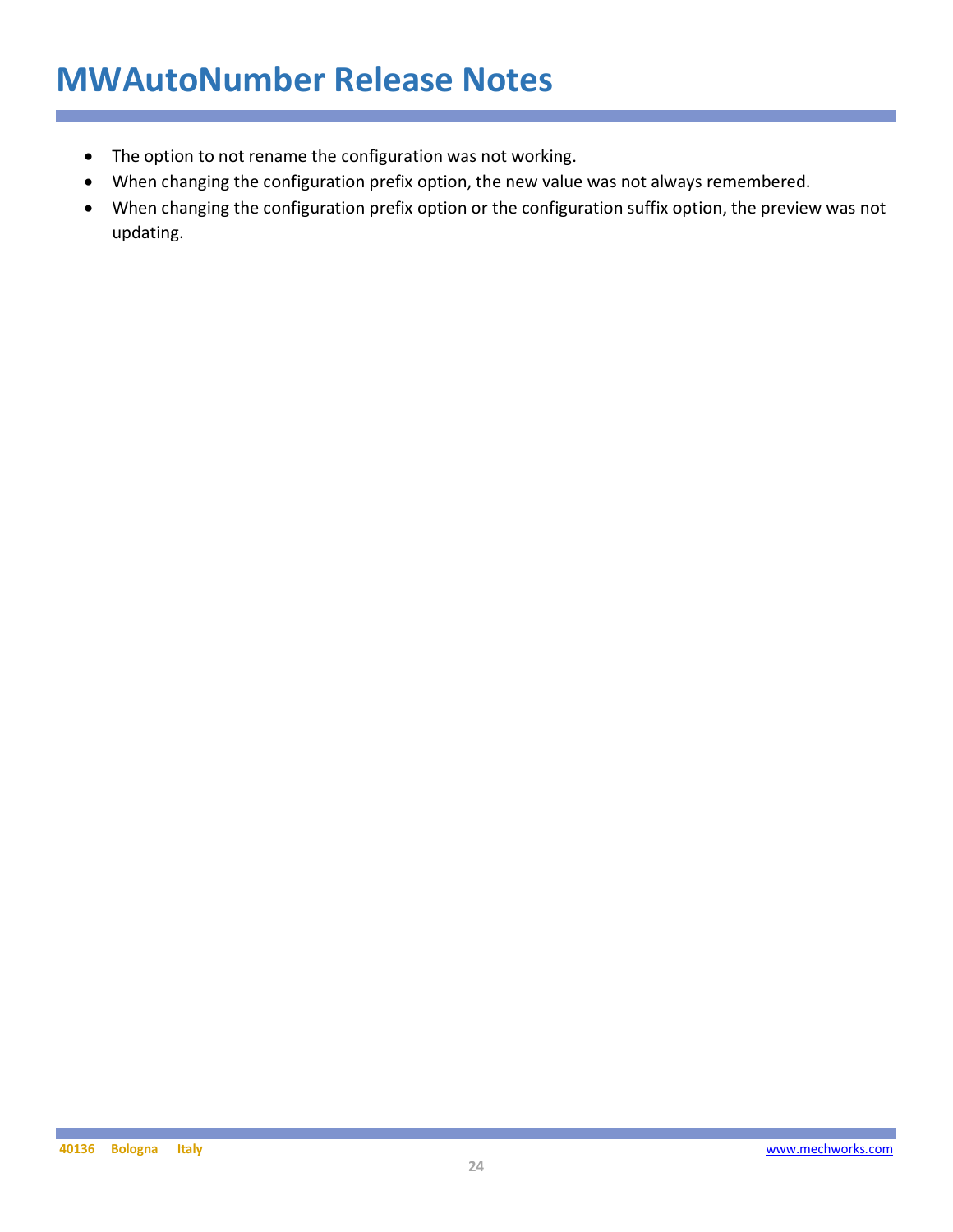- The option to not rename the configuration was not working.
- When changing the configuration prefix option, the new value was not always remembered.
- When changing the configuration prefix option or the configuration suffix option, the preview was not updating.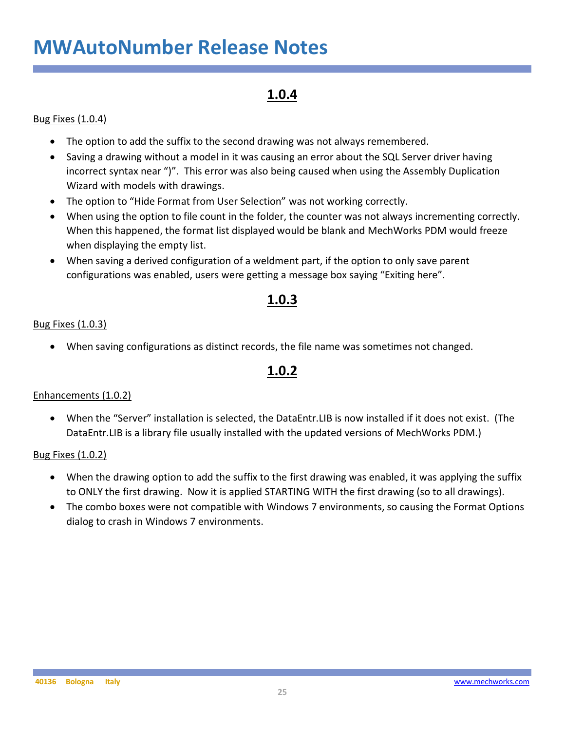# MWAutoNumber Release Notes

## 1.0.4

Bug Fixes (1.0.4)

- The option to add the suffix to the second drawing was not always remembered.
- Saving a drawing without a model in it was causing an error about the SQL Server driver having incorrect syntax near ")". This error was also being caused when using the Assembly Duplication Wizard with models with drawings.
- The option to "Hide Format from User Selection" was not working correctly.
- When using the option to file count in the folder, the counter was not always incrementing correctly. When this happened, the format list displayed would be blank and MechWorks PDM would freeze when displaying the empty list.
- When saving a derived configuration of a weldment part, if the option to only save parent configurations was enabled, users were getting a message box saying "Exiting here".

## 1.0.3

Bug Fixes (1.0.3)

- When saving configurations as distinct records, the file name was sometimes not changed.

## 1.0.2

Enhancements (1.0.2)

- When the "Server" installation is selected, the DataEntr.LIB is now installed if it does not exist. (The DataEntr.LIB is a library file usually installed with the updated versions of MechWorks PDM.)

Bug Fixes (1.0.2)

- When the drawing option to add the suffix to the first drawing was enabled, it was applying the suffix to ONLY the first drawing. Now it is applied STARTING WITH the first drawing (so to all drawings).
- The combo boxes were not compatible with Windows 7 environments, so causing the Format Options dialog to crash in Windows 7 environments.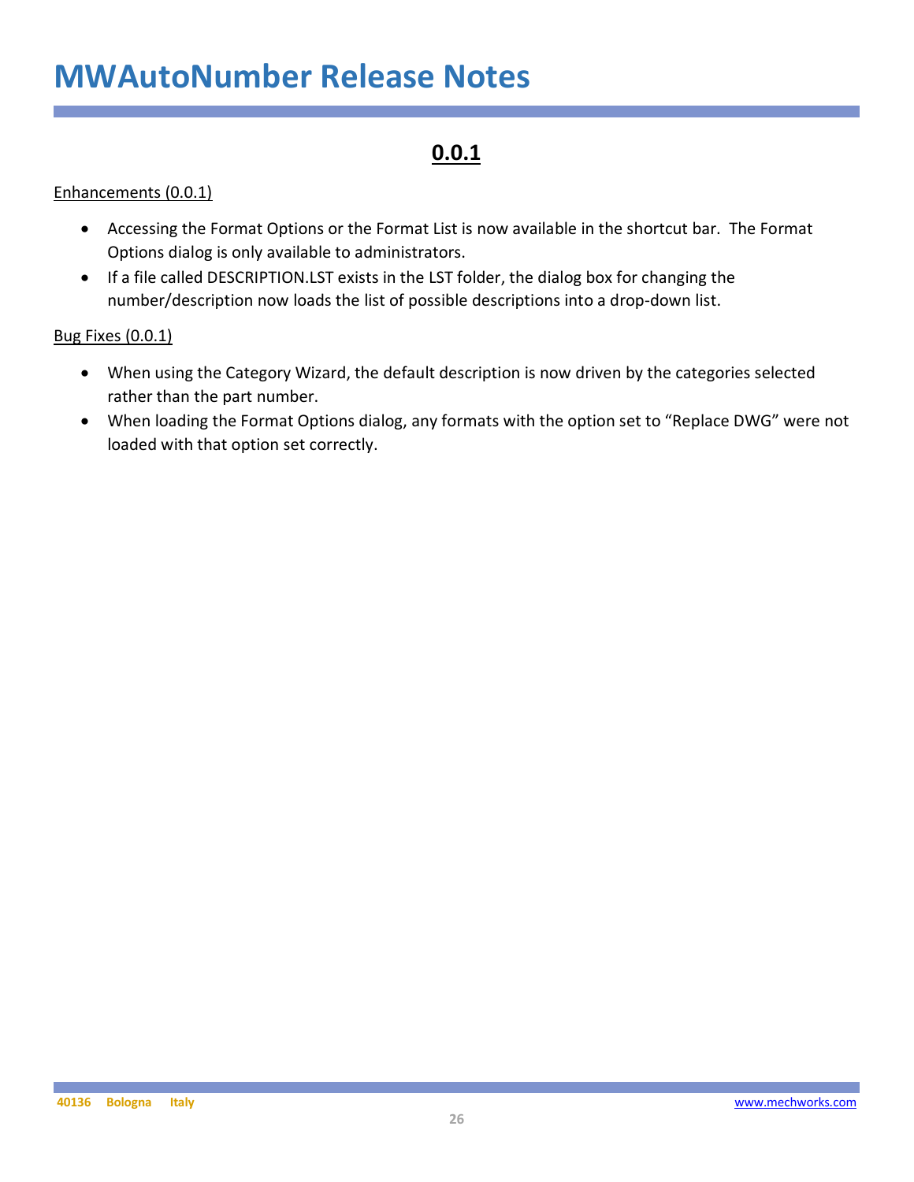# MWAutoNumber Release Notes

## 0.0.1

Enhancements (0.0.1)

- Accessing the Format Options or the Format List is now available in the shortcut bar. The Format Options dialog is only available to administrators.
- If a file called DESCRIPTION.LST exists in the LST folder, the dialog box for changing the number/description now loads the list of possible descriptions into a drop-down list.

Bug Fixes (0.0.1)

- When using the Category Wizard, the default description is now driven by the categories selected rather than the part number.
- When loading the Format Options dialog, any formats with the option set to “Replace DWG” were not loaded with that option set correctly.